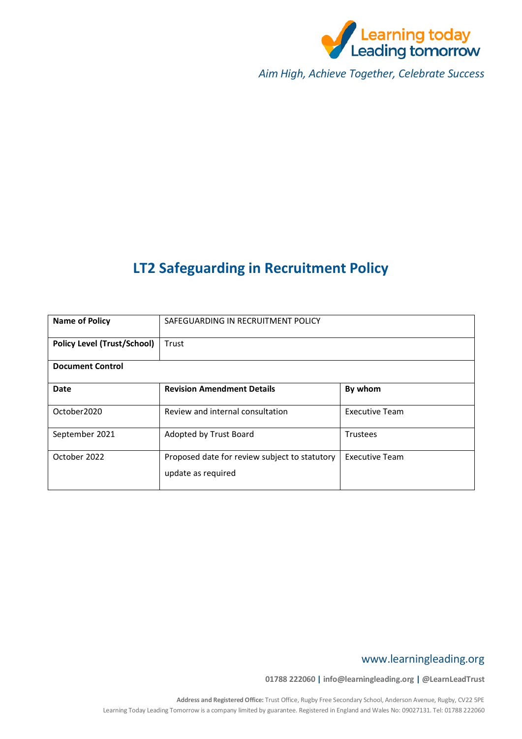Learning today Leading tomorrow

*Aim High, Achieve Together, Celebrate Success*

# LT2 Safeguarding in Recruitment Policy

| **Name of Policy** | SAFEGUARDING IN RECRUITMENT POLICY | |
|---|---|---|
| **Policy Level (Trust/School)** | Trust | |
| **Document Control** | | |
| **Date** | **Revision Amendment Details** | **By whom** |
| October2020 | Review and internal consultation | Executive Team |
| September 2021 | Adopted by Trust Board | Trustees |
| October 2022 | Proposed date for review subject to statutory update as required | Executive Team |

www.learningleading.org

**01788 222060 | info@learningleading.org | @LearnLeadTrust**

**Address and Registered Office:** Trust Office, Rugby Free Secondary School, Anderson Avenue, Rugby, CV22 5PE
Learning Today Leading Tomorrow is a company limited by guarantee. Registered in England and Wales No: 09027131. Tel: 01788 222060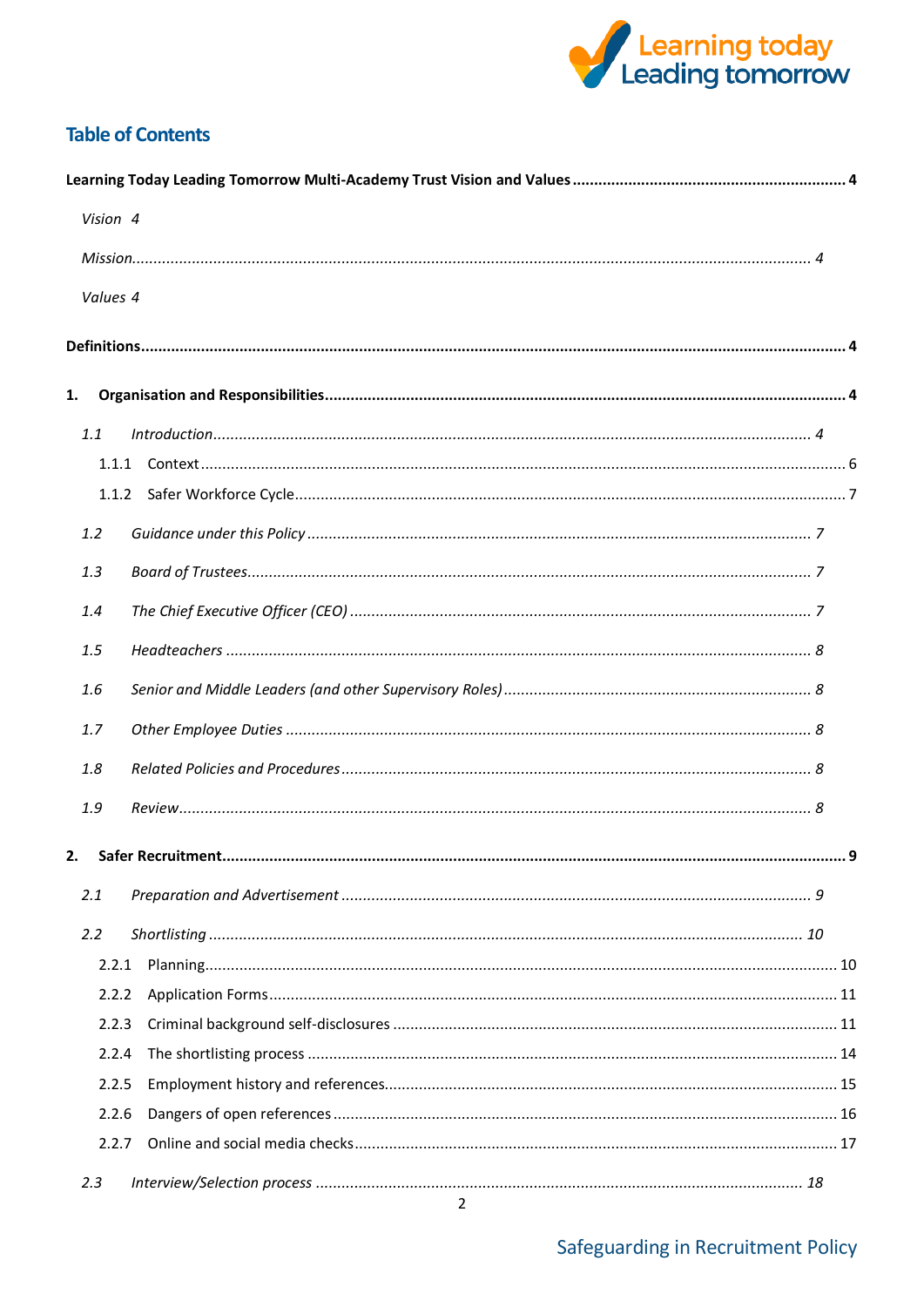## Table of Contents

**Learning Today Leading Tomorrow Multi-Academy Trust Vision and Values** ........ 4

*Vision* 4

*Mission* ........ 4

*Values* 4

**Definitions** ........ 4

**1. Organisation and Responsibilities** ........ 4

*1.1 Introduction* ........ 4

1.1.1 Context ........ 6

1.1.2 Safer Workforce Cycle ........ 7

*1.2 Guidance under this Policy* ........ 7

*1.3 Board of Trustees* ........ 7

*1.4 The Chief Executive Officer (CEO)* ........ 7

*1.5 Headteachers* ........ 8

*1.6 Senior and Middle Leaders (and other Supervisory Roles)* ........ 8

*1.7 Other Employee Duties* ........ 8

*1.8 Related Policies and Procedures* ........ 8

*1.9 Review* ........ 8

**2. Safer Recruitment** ........ 9

*2.1 Preparation and Advertisement* ........ 9

*2.2 Shortlisting* ........ 10

2.2.1 Planning ........ 10

2.2.2 Application Forms ........ 11

2.2.3 Criminal background self-disclosures ........ 11

2.2.4 The shortlisting process ........ 14

2.2.5 Employment history and references ........ 15

2.2.6 Dangers of open references ........ 16

2.2.7 Online and social media checks ........ 17

*2.3 Interview/Selection process* ........ 18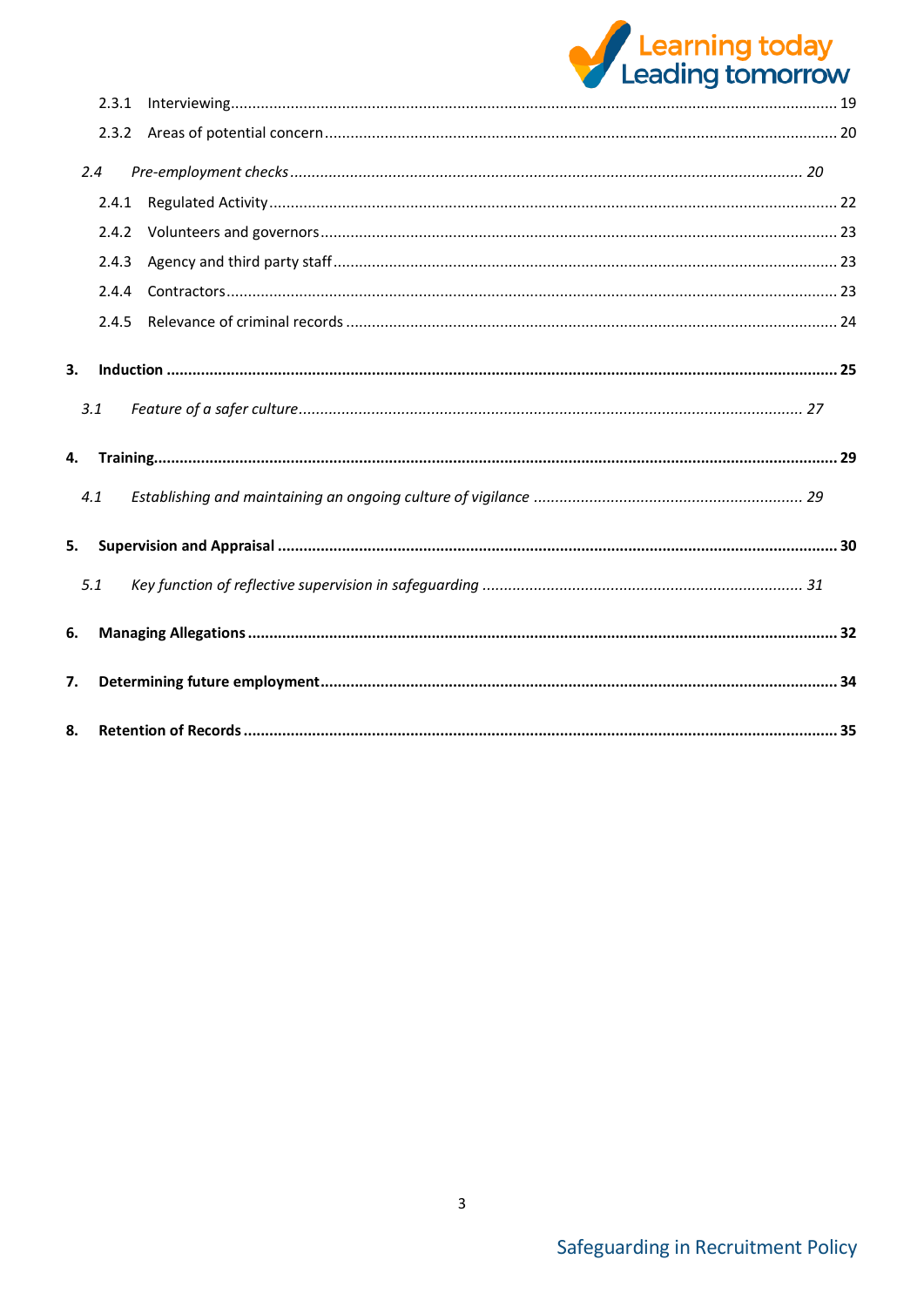2.3.1 Interviewing ... 19

2.3.2 Areas of potential concern ... 20

*2.4 Pre-employment checks ... 20*

2.4.1 Regulated Activity ... 22

2.4.2 Volunteers and governors ... 23

2.4.3 Agency and third party staff ... 23

2.4.4 Contractors ... 23

2.4.5 Relevance of criminal records ... 24

**3. Induction ... 25**

*3.1 Feature of a safer culture ... 27*

**4. Training ... 29**

*4.1 Establishing and maintaining an ongoing culture of vigilance ... 29*

**5. Supervision and Appraisal ... 30**

*5.1 Key function of reflective supervision in safeguarding ... 31*

**6. Managing Allegations ... 32**

**7. Determining future employment ... 34**

**8. Retention of Records ... 35**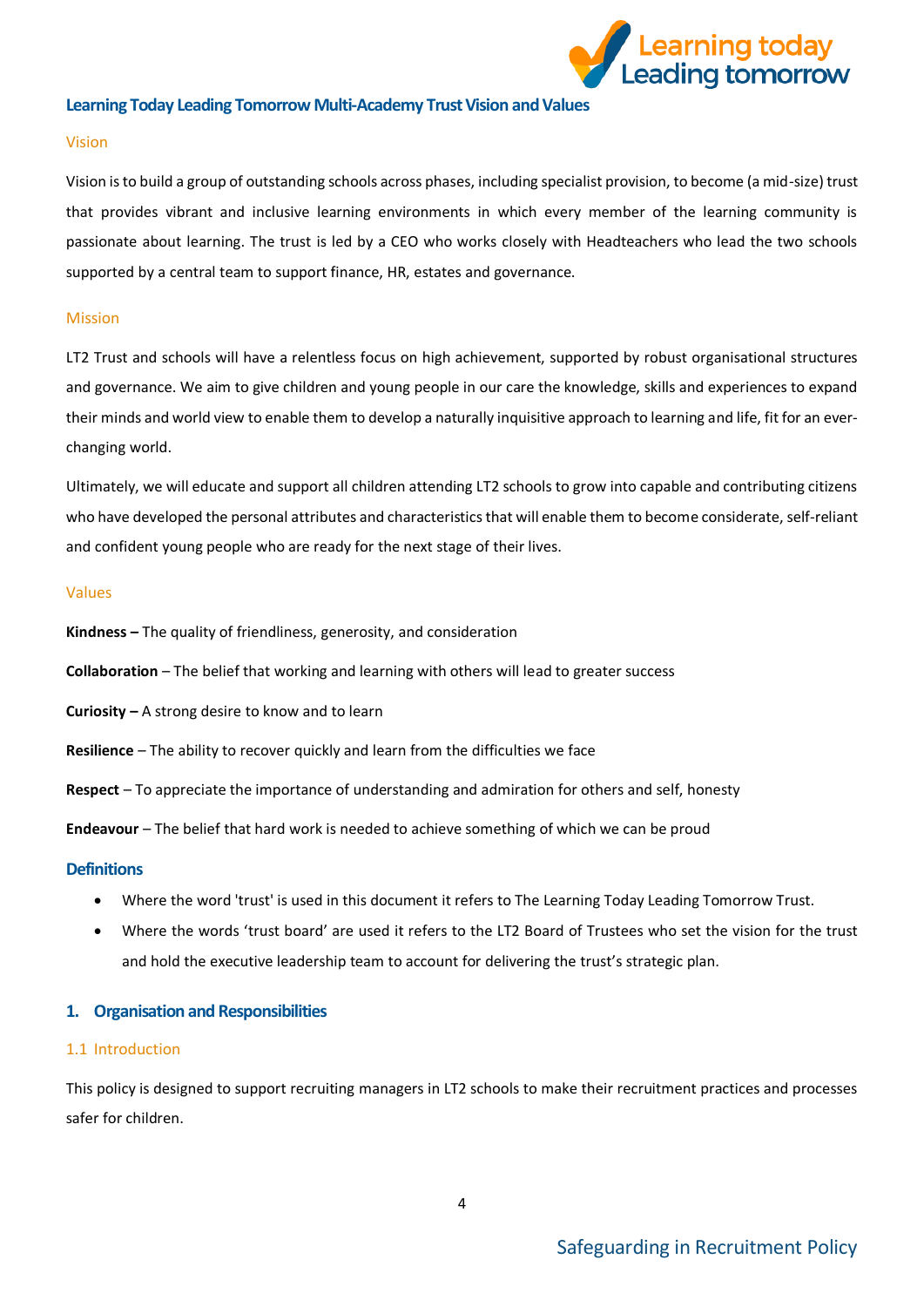## Learning Today Leading Tomorrow Multi-Academy Trust Vision and Values

### Vision

Vision is to build a group of outstanding schools across phases, including specialist provision, to become (a mid-size) trust that provides vibrant and inclusive learning environments in which every member of the learning community is passionate about learning. The trust is led by a CEO who works closely with Headteachers who lead the two schools supported by a central team to support finance, HR, estates and governance.

### Mission

LT2 Trust and schools will have a relentless focus on high achievement, supported by robust organisational structures and governance. We aim to give children and young people in our care the knowledge, skills and experiences to expand their minds and world view to enable them to develop a naturally inquisitive approach to learning and life, fit for an ever-changing world.

Ultimately, we will educate and support all children attending LT2 schools to grow into capable and contributing citizens who have developed the personal attributes and characteristics that will enable them to become considerate, self-reliant and confident young people who are ready for the next stage of their lives.

### Values

**Kindness –** The quality of friendliness, generosity, and consideration

**Collaboration** – The belief that working and learning with others will lead to greater success

**Curiosity –** A strong desire to know and to learn

**Resilience** – The ability to recover quickly and learn from the difficulties we face

**Respect** – To appreciate the importance of understanding and admiration for others and self, honesty

**Endeavour** – The belief that hard work is needed to achieve something of which we can be proud

## Definitions

- Where the word 'trust' is used in this document it refers to The Learning Today Leading Tomorrow Trust.
- Where the words 'trust board' are used it refers to the LT2 Board of Trustees who set the vision for the trust and hold the executive leadership team to account for delivering the trust's strategic plan.

## 1. Organisation and Responsibilities

### 1.1 Introduction

This policy is designed to support recruiting managers in LT2 schools to make their recruitment practices and processes safer for children.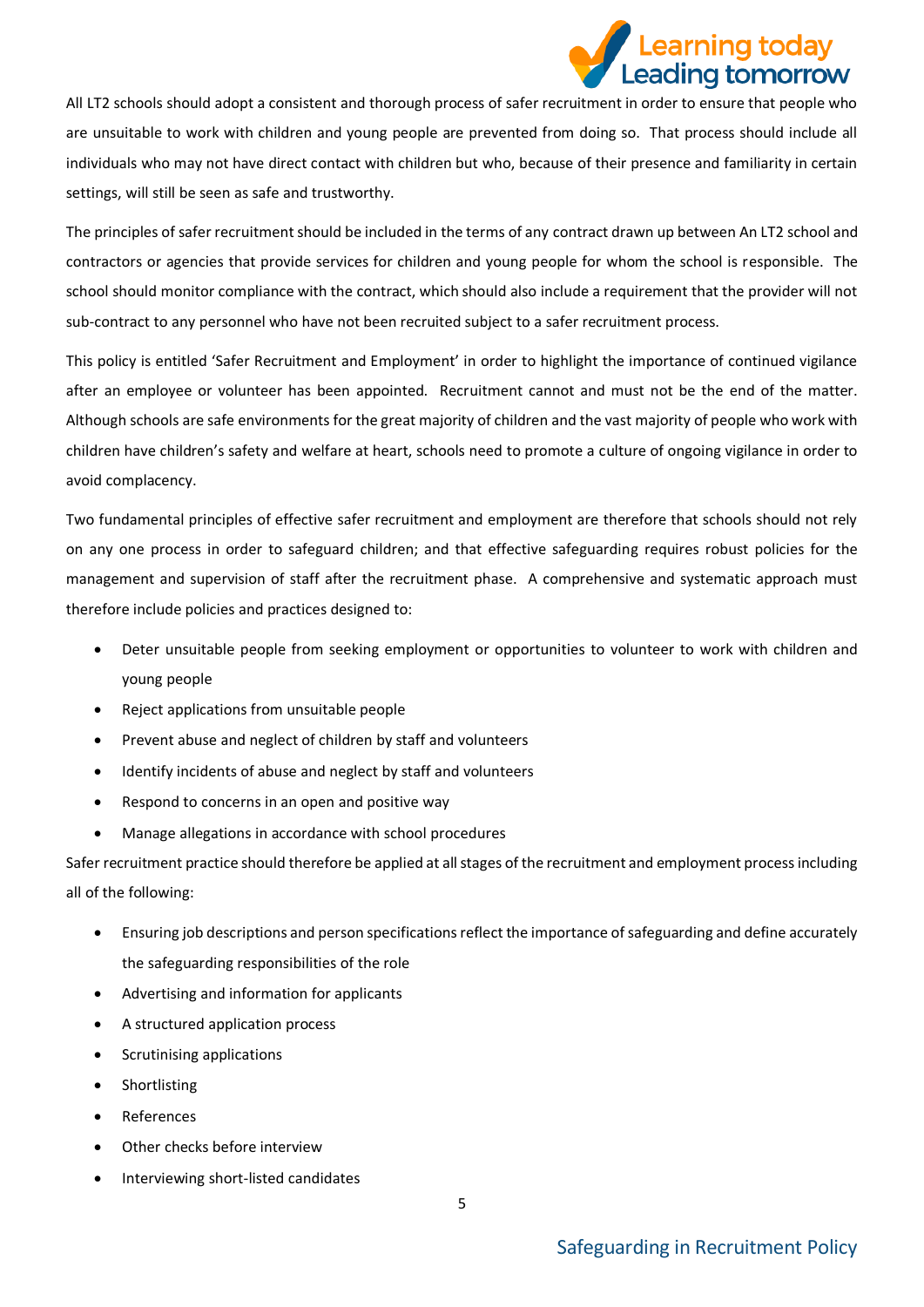All LT2 schools should adopt a consistent and thorough process of safer recruitment in order to ensure that people who are unsuitable to work with children and young people are prevented from doing so. That process should include all individuals who may not have direct contact with children but who, because of their presence and familiarity in certain settings, will still be seen as safe and trustworthy.

The principles of safer recruitment should be included in the terms of any contract drawn up between An LT2 school and contractors or agencies that provide services for children and young people for whom the school is responsible. The school should monitor compliance with the contract, which should also include a requirement that the provider will not sub-contract to any personnel who have not been recruited subject to a safer recruitment process.

This policy is entitled 'Safer Recruitment and Employment' in order to highlight the importance of continued vigilance after an employee or volunteer has been appointed. Recruitment cannot and must not be the end of the matter. Although schools are safe environments for the great majority of children and the vast majority of people who work with children have children's safety and welfare at heart, schools need to promote a culture of ongoing vigilance in order to avoid complacency.

Two fundamental principles of effective safer recruitment and employment are therefore that schools should not rely on any one process in order to safeguard children; and that effective safeguarding requires robust policies for the management and supervision of staff after the recruitment phase. A comprehensive and systematic approach must therefore include policies and practices designed to:

- Deter unsuitable people from seeking employment or opportunities to volunteer to work with children and young people
- Reject applications from unsuitable people
- Prevent abuse and neglect of children by staff and volunteers
- Identify incidents of abuse and neglect by staff and volunteers
- Respond to concerns in an open and positive way
- Manage allegations in accordance with school procedures

Safer recruitment practice should therefore be applied at all stages of the recruitment and employment process including all of the following:

- Ensuring job descriptions and person specifications reflect the importance of safeguarding and define accurately the safeguarding responsibilities of the role
- Advertising and information for applicants
- A structured application process
- Scrutinising applications
- Shortlisting
- References
- Other checks before interview
- Interviewing short-listed candidates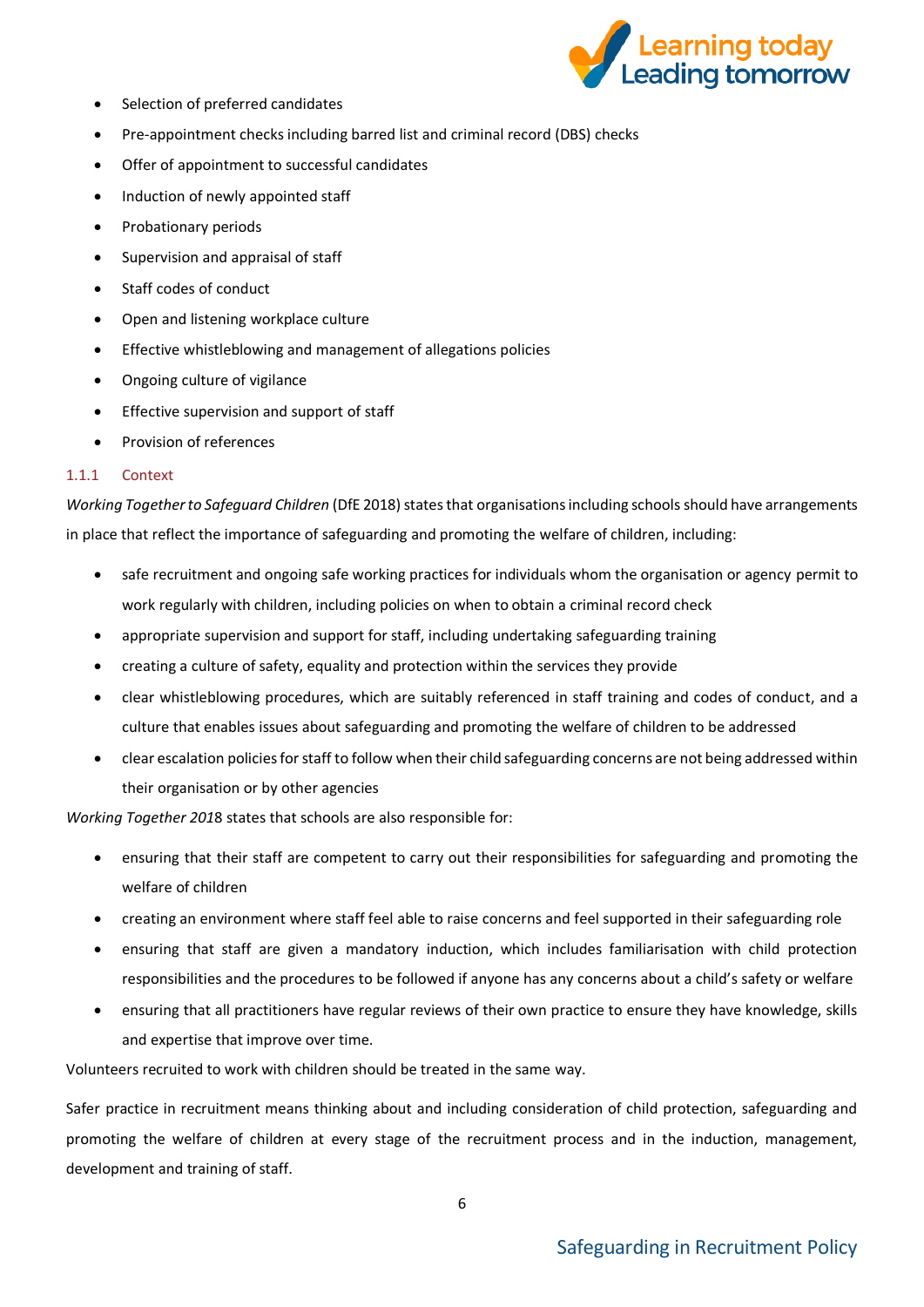- Selection of preferred candidates
- Pre-appointment checks including barred list and criminal record (DBS) checks
- Offer of appointment to successful candidates
- Induction of newly appointed staff
- Probationary periods
- Supervision and appraisal of staff
- Staff codes of conduct
- Open and listening workplace culture
- Effective whistleblowing and management of allegations policies
- Ongoing culture of vigilance
- Effective supervision and support of staff
- Provision of references

### 1.1.1 Context

*Working Together to Safeguard Children* (DfE 2018) states that organisations including schools should have arrangements in place that reflect the importance of safeguarding and promoting the welfare of children, including:

- safe recruitment and ongoing safe working practices for individuals whom the organisation or agency permit to work regularly with children, including policies on when to obtain a criminal record check
- appropriate supervision and support for staff, including undertaking safeguarding training
- creating a culture of safety, equality and protection within the services they provide
- clear whistleblowing procedures, which are suitably referenced in staff training and codes of conduct, and a culture that enables issues about safeguarding and promoting the welfare of children to be addressed
- clear escalation policies for staff to follow when their child safeguarding concerns are not being addressed within their organisation or by other agencies

*Working Together 201*8 states that schools are also responsible for:

- ensuring that their staff are competent to carry out their responsibilities for safeguarding and promoting the welfare of children
- creating an environment where staff feel able to raise concerns and feel supported in their safeguarding role
- ensuring that staff are given a mandatory induction, which includes familiarisation with child protection responsibilities and the procedures to be followed if anyone has any concerns about a child's safety or welfare
- ensuring that all practitioners have regular reviews of their own practice to ensure they have knowledge, skills and expertise that improve over time.

Volunteers recruited to work with children should be treated in the same way.

Safer practice in recruitment means thinking about and including consideration of child protection, safeguarding and promoting the welfare of children at every stage of the recruitment process and in the induction, management, development and training of staff.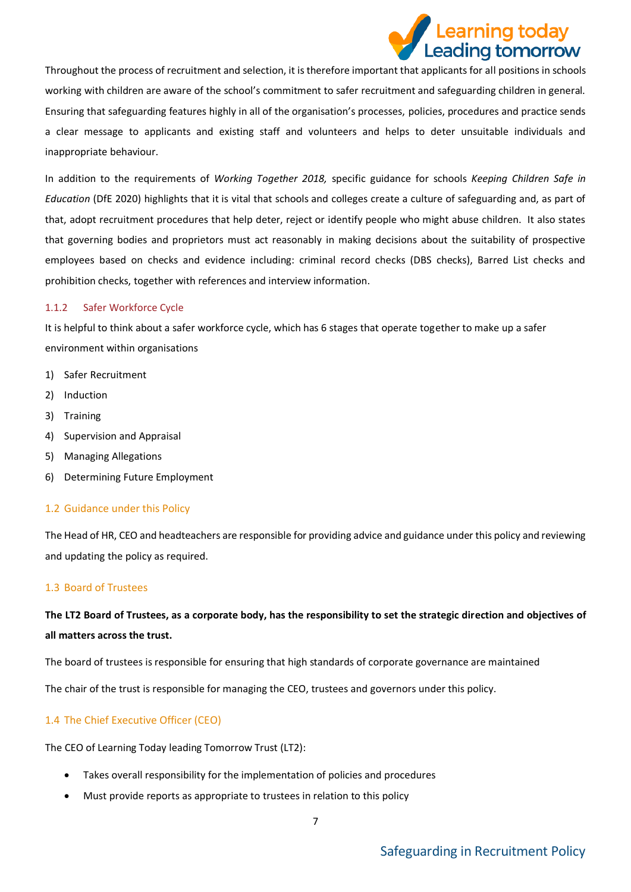Throughout the process of recruitment and selection, it is therefore important that applicants for all positions in schools working with children are aware of the school's commitment to safer recruitment and safeguarding children in general. Ensuring that safeguarding features highly in all of the organisation's processes, policies, procedures and practice sends a clear message to applicants and existing staff and volunteers and helps to deter unsuitable individuals and inappropriate behaviour.

In addition to the requirements of *Working Together 2018,* specific guidance for schools *Keeping Children Safe in Education* (DfE 2020) highlights that it is vital that schools and colleges create a culture of safeguarding and, as part of that, adopt recruitment procedures that help deter, reject or identify people who might abuse children. It also states that governing bodies and proprietors must act reasonably in making decisions about the suitability of prospective employees based on checks and evidence including: criminal record checks (DBS checks), Barred List checks and prohibition checks, together with references and interview information.

#### 1.1.2 Safer Workforce Cycle

It is helpful to think about a safer workforce cycle, which has 6 stages that operate together to make up a safer environment within organisations

1) Safer Recruitment
2) Induction
3) Training
4) Supervision and Appraisal
5) Managing Allegations
6) Determining Future Employment

### 1.2 Guidance under this Policy

The Head of HR, CEO and headteachers are responsible for providing advice and guidance under this policy and reviewing and updating the policy as required.

### 1.3 Board of Trustees

**The LT2 Board of Trustees, as a corporate body, has the responsibility to set the strategic direction and objectives of all matters across the trust.**

The board of trustees is responsible for ensuring that high standards of corporate governance are maintained

The chair of the trust is responsible for managing the CEO, trustees and governors under this policy.

### 1.4 The Chief Executive Officer (CEO)

The CEO of Learning Today leading Tomorrow Trust (LT2):

- Takes overall responsibility for the implementation of policies and procedures
- Must provide reports as appropriate to trustees in relation to this policy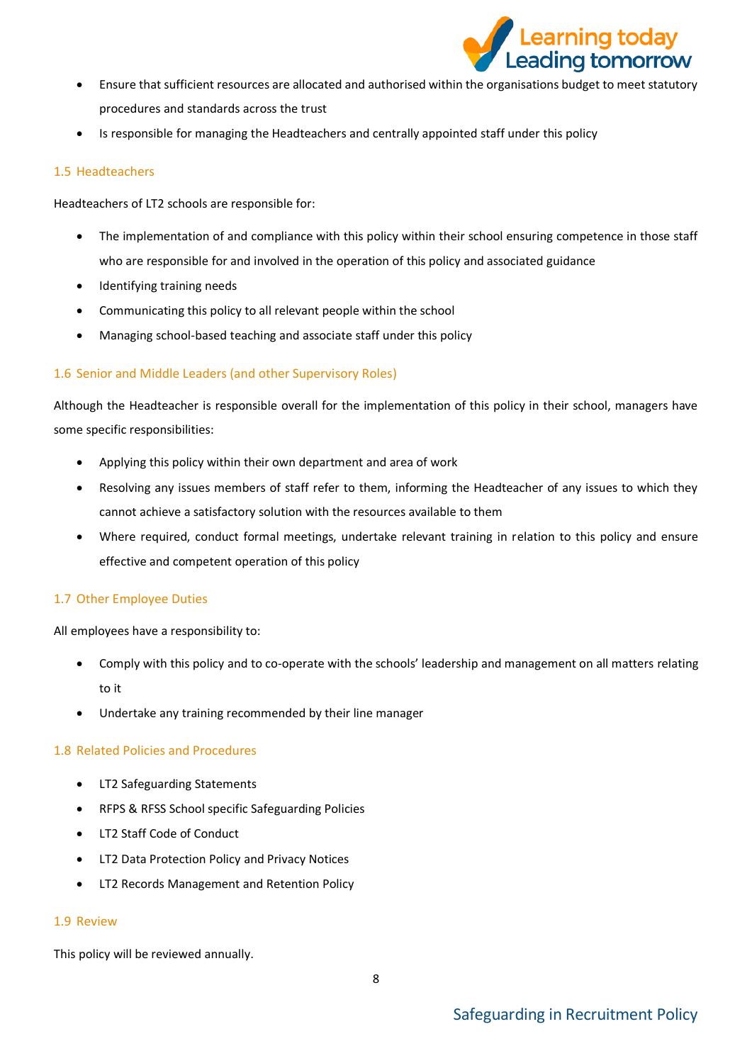- Ensure that sufficient resources are allocated and authorised within the organisations budget to meet statutory procedures and standards across the trust
- Is responsible for managing the Headteachers and centrally appointed staff under this policy

### 1.5 Headteachers

Headteachers of LT2 schools are responsible for:

- The implementation of and compliance with this policy within their school ensuring competence in those staff who are responsible for and involved in the operation of this policy and associated guidance
- Identifying training needs
- Communicating this policy to all relevant people within the school
- Managing school-based teaching and associate staff under this policy

### 1.6 Senior and Middle Leaders (and other Supervisory Roles)

Although the Headteacher is responsible overall for the implementation of this policy in their school, managers have some specific responsibilities:

- Applying this policy within their own department and area of work
- Resolving any issues members of staff refer to them, informing the Headteacher of any issues to which they cannot achieve a satisfactory solution with the resources available to them
- Where required, conduct formal meetings, undertake relevant training in relation to this policy and ensure effective and competent operation of this policy

### 1.7 Other Employee Duties

All employees have a responsibility to:

- Comply with this policy and to co-operate with the schools' leadership and management on all matters relating to it
- Undertake any training recommended by their line manager

### 1.8 Related Policies and Procedures

- LT2 Safeguarding Statements
- RFPS & RFSS School specific Safeguarding Policies
- LT2 Staff Code of Conduct
- LT2 Data Protection Policy and Privacy Notices
- LT2 Records Management and Retention Policy

### 1.9 Review

This policy will be reviewed annually.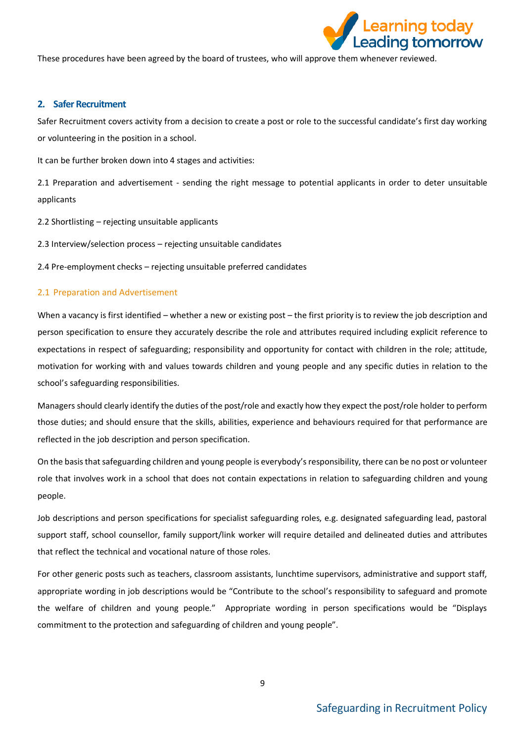These procedures have been agreed by the board of trustees, who will approve them whenever reviewed.

## 2. Safer Recruitment

Safer Recruitment covers activity from a decision to create a post or role to the successful candidate's first day working or volunteering in the position in a school.

It can be further broken down into 4 stages and activities:

2.1 Preparation and advertisement - sending the right message to potential applicants in order to deter unsuitable applicants

2.2 Shortlisting – rejecting unsuitable applicants

2.3 Interview/selection process – rejecting unsuitable candidates

2.4 Pre-employment checks – rejecting unsuitable preferred candidates

### 2.1 Preparation and Advertisement

When a vacancy is first identified – whether a new or existing post – the first priority is to review the job description and person specification to ensure they accurately describe the role and attributes required including explicit reference to expectations in respect of safeguarding; responsibility and opportunity for contact with children in the role; attitude, motivation for working with and values towards children and young people and any specific duties in relation to the school's safeguarding responsibilities.

Managers should clearly identify the duties of the post/role and exactly how they expect the post/role holder to perform those duties; and should ensure that the skills, abilities, experience and behaviours required for that performance are reflected in the job description and person specification.

On the basis that safeguarding children and young people is everybody's responsibility, there can be no post or volunteer role that involves work in a school that does not contain expectations in relation to safeguarding children and young people.

Job descriptions and person specifications for specialist safeguarding roles, e.g. designated safeguarding lead, pastoral support staff, school counsellor, family support/link worker will require detailed and delineated duties and attributes that reflect the technical and vocational nature of those roles.

For other generic posts such as teachers, classroom assistants, lunchtime supervisors, administrative and support staff, appropriate wording in job descriptions would be "Contribute to the school's responsibility to safeguard and promote the welfare of children and young people." Appropriate wording in person specifications would be "Displays commitment to the protection and safeguarding of children and young people".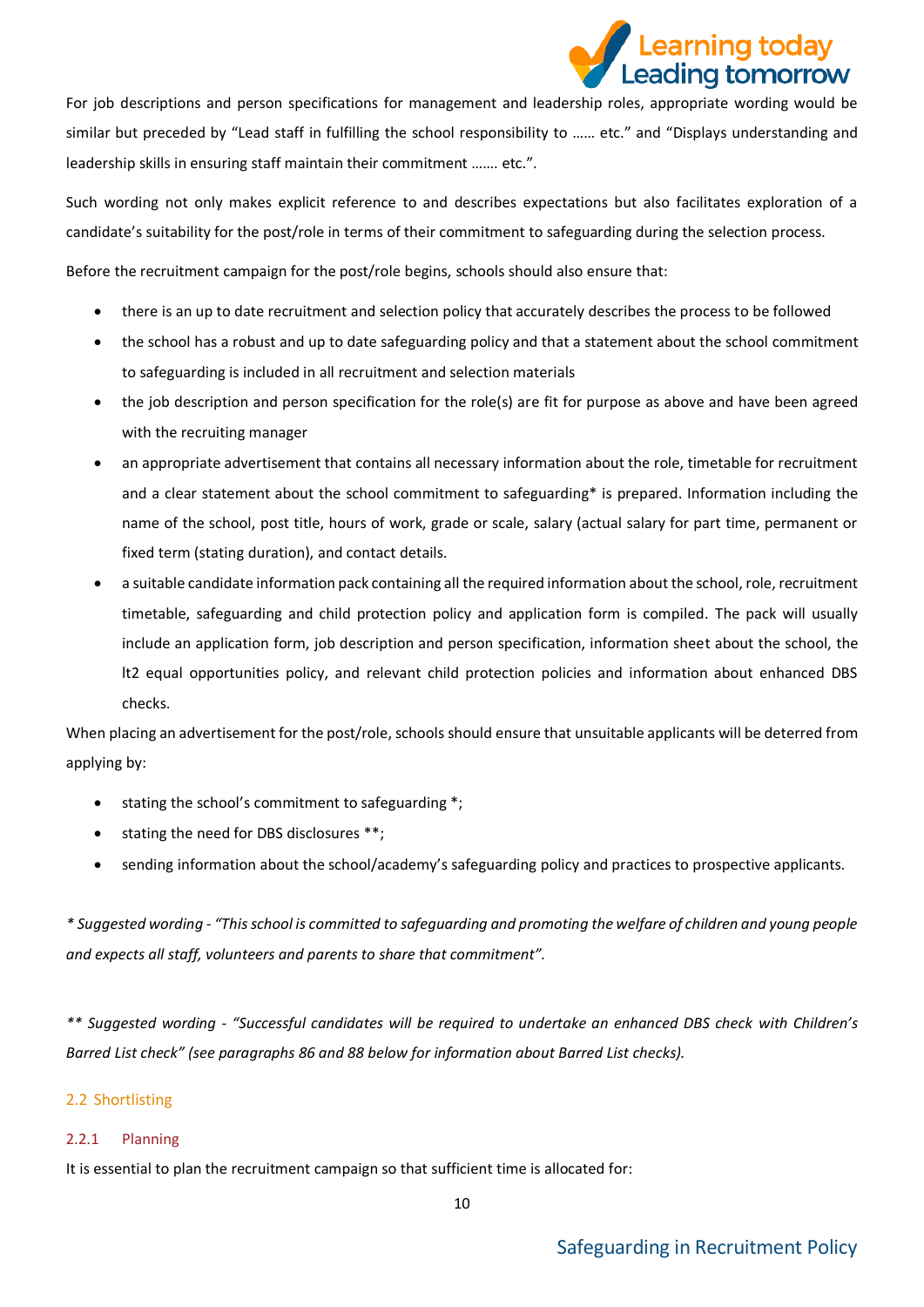For job descriptions and person specifications for management and leadership roles, appropriate wording would be similar but preceded by "Lead staff in fulfilling the school responsibility to …… etc." and "Displays understanding and leadership skills in ensuring staff maintain their commitment ……. etc.".

Such wording not only makes explicit reference to and describes expectations but also facilitates exploration of a candidate's suitability for the post/role in terms of their commitment to safeguarding during the selection process.

Before the recruitment campaign for the post/role begins, schools should also ensure that:

- there is an up to date recruitment and selection policy that accurately describes the process to be followed
- the school has a robust and up to date safeguarding policy and that a statement about the school commitment to safeguarding is included in all recruitment and selection materials
- the job description and person specification for the role(s) are fit for purpose as above and have been agreed with the recruiting manager
- an appropriate advertisement that contains all necessary information about the role, timetable for recruitment and a clear statement about the school commitment to safeguarding* is prepared. Information including the name of the school, post title, hours of work, grade or scale, salary (actual salary for part time, permanent or fixed term (stating duration), and contact details.
- a suitable candidate information pack containing all the required information about the school, role, recruitment timetable, safeguarding and child protection policy and application form is compiled. The pack will usually include an application form, job description and person specification, information sheet about the school, the lt2 equal opportunities policy, and relevant child protection policies and information about enhanced DBS checks.

When placing an advertisement for the post/role, schools should ensure that unsuitable applicants will be deterred from applying by:

- stating the school's commitment to safeguarding *;
- stating the need for DBS disclosures **;
- sending information about the school/academy's safeguarding policy and practices to prospective applicants.

*\* Suggested wording - "This school is committed to safeguarding and promoting the welfare of children and young people and expects all staff, volunteers and parents to share that commitment".*

*\*\* Suggested wording - "Successful candidates will be required to undertake an enhanced DBS check with Children's Barred List check" (see paragraphs 86 and 88 below for information about Barred List checks).*

## 2.2 Shortlisting

### 2.2.1 Planning

It is essential to plan the recruitment campaign so that sufficient time is allocated for: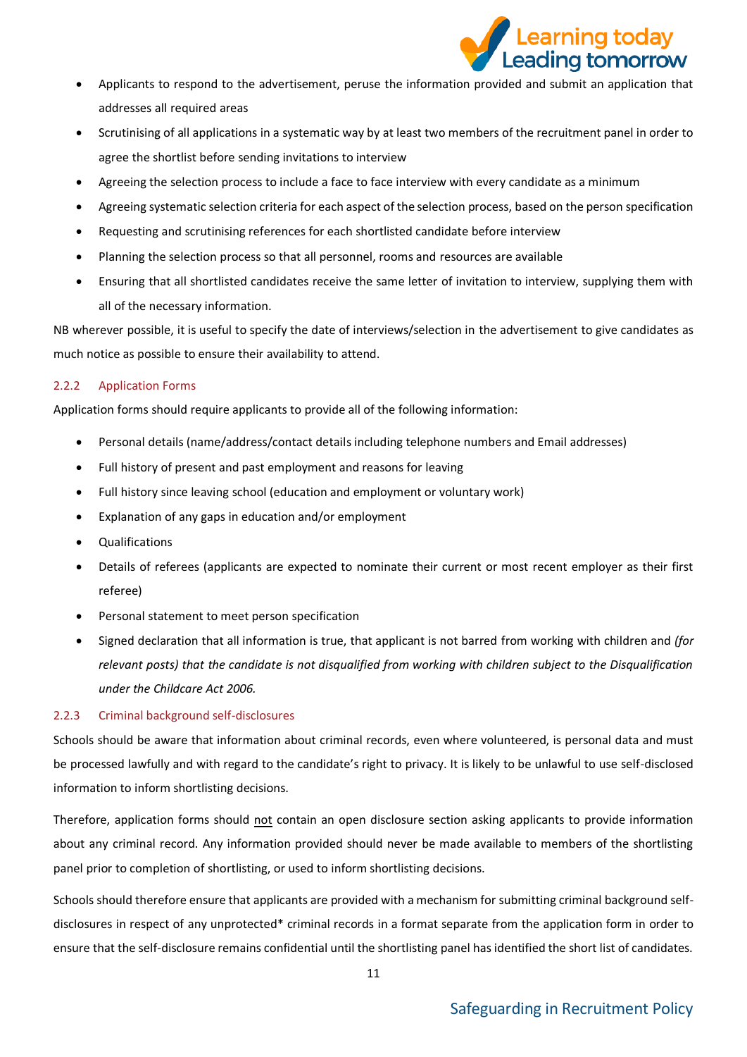- Applicants to respond to the advertisement, peruse the information provided and submit an application that addresses all required areas
- Scrutinising of all applications in a systematic way by at least two members of the recruitment panel in order to agree the shortlist before sending invitations to interview
- Agreeing the selection process to include a face to face interview with every candidate as a minimum
- Agreeing systematic selection criteria for each aspect of the selection process, based on the person specification
- Requesting and scrutinising references for each shortlisted candidate before interview
- Planning the selection process so that all personnel, rooms and resources are available
- Ensuring that all shortlisted candidates receive the same letter of invitation to interview, supplying them with all of the necessary information.

NB wherever possible, it is useful to specify the date of interviews/selection in the advertisement to give candidates as much notice as possible to ensure their availability to attend.

### 2.2.2 Application Forms

Application forms should require applicants to provide all of the following information:

- Personal details (name/address/contact details including telephone numbers and Email addresses)
- Full history of present and past employment and reasons for leaving
- Full history since leaving school (education and employment or voluntary work)
- Explanation of any gaps in education and/or employment
- Qualifications
- Details of referees (applicants are expected to nominate their current or most recent employer as their first referee)
- Personal statement to meet person specification
- Signed declaration that all information is true, that applicant is not barred from working with children and *(for relevant posts) that the candidate is not disqualified from working with children subject to the Disqualification under the Childcare Act 2006.*

### 2.2.3 Criminal background self-disclosures

Schools should be aware that information about criminal records, even where volunteered, is personal data and must be processed lawfully and with regard to the candidate's right to privacy. It is likely to be unlawful to use self-disclosed information to inform shortlisting decisions.

Therefore, application forms should <u>not</u> contain an open disclosure section asking applicants to provide information about any criminal record. Any information provided should never be made available to members of the shortlisting panel prior to completion of shortlisting, or used to inform shortlisting decisions.

Schools should therefore ensure that applicants are provided with a mechanism for submitting criminal background self-disclosures in respect of any unprotected* criminal records in a format separate from the application form in order to ensure that the self-disclosure remains confidential until the shortlisting panel has identified the short list of candidates.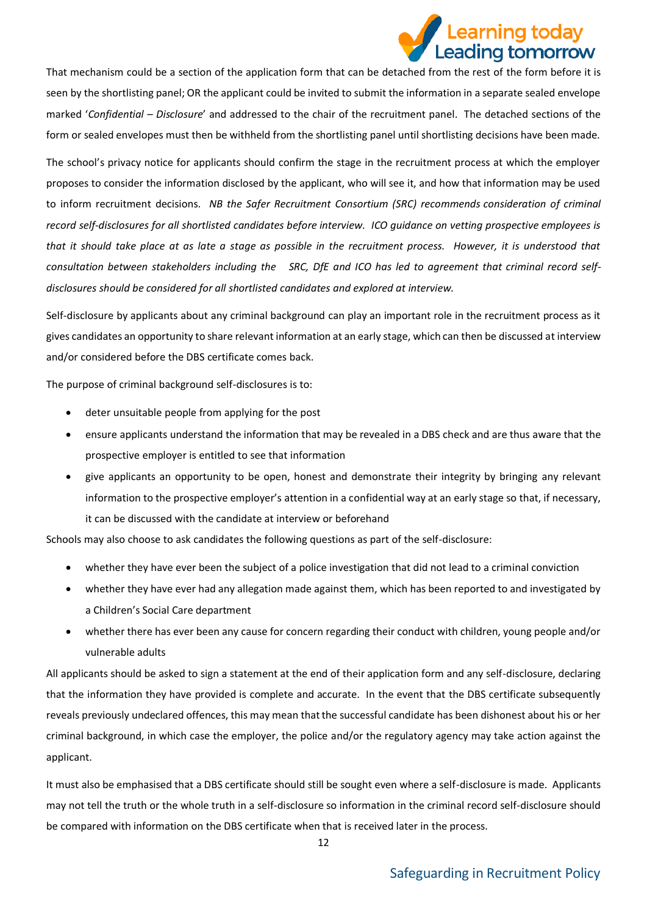That mechanism could be a section of the application form that can be detached from the rest of the form before it is seen by the shortlisting panel; OR the applicant could be invited to submit the information in a separate sealed envelope marked '*Confidential – Disclosure*' and addressed to the chair of the recruitment panel. The detached sections of the form or sealed envelopes must then be withheld from the shortlisting panel until shortlisting decisions have been made.

The school's privacy notice for applicants should confirm the stage in the recruitment process at which the employer proposes to consider the information disclosed by the applicant, who will see it, and how that information may be used to inform recruitment decisions. *NB the Safer Recruitment Consortium (SRC) recommends consideration of criminal record self-disclosures for all shortlisted candidates before interview. ICO guidance on vetting prospective employees is that it should take place at as late a stage as possible in the recruitment process. However, it is understood that consultation between stakeholders including the SRC, DfE and ICO has led to agreement that criminal record self-disclosures should be considered for all shortlisted candidates and explored at interview.*

Self-disclosure by applicants about any criminal background can play an important role in the recruitment process as it gives candidates an opportunity to share relevant information at an early stage, which can then be discussed at interview and/or considered before the DBS certificate comes back.

The purpose of criminal background self-disclosures is to:

- deter unsuitable people from applying for the post
- ensure applicants understand the information that may be revealed in a DBS check and are thus aware that the prospective employer is entitled to see that information
- give applicants an opportunity to be open, honest and demonstrate their integrity by bringing any relevant information to the prospective employer's attention in a confidential way at an early stage so that, if necessary, it can be discussed with the candidate at interview or beforehand

Schools may also choose to ask candidates the following questions as part of the self-disclosure:

- whether they have ever been the subject of a police investigation that did not lead to a criminal conviction
- whether they have ever had any allegation made against them, which has been reported to and investigated by a Children's Social Care department
- whether there has ever been any cause for concern regarding their conduct with children, young people and/or vulnerable adults

All applicants should be asked to sign a statement at the end of their application form and any self-disclosure, declaring that the information they have provided is complete and accurate. In the event that the DBS certificate subsequently reveals previously undeclared offences, this may mean that the successful candidate has been dishonest about his or her criminal background, in which case the employer, the police and/or the regulatory agency may take action against the applicant.

It must also be emphasised that a DBS certificate should still be sought even where a self-disclosure is made. Applicants may not tell the truth or the whole truth in a self-disclosure so information in the criminal record self-disclosure should be compared with information on the DBS certificate when that is received later in the process.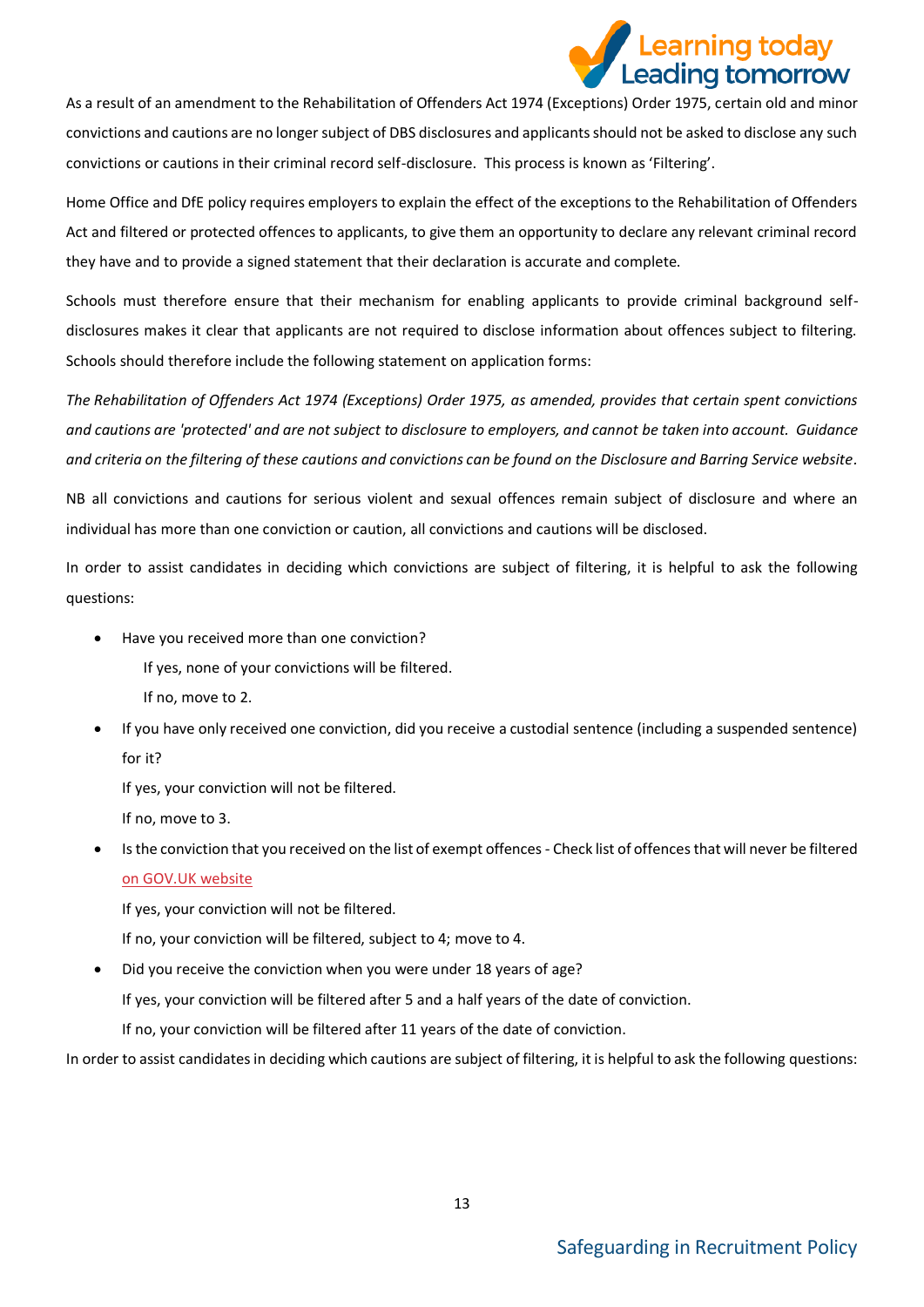As a result of an amendment to the Rehabilitation of Offenders Act 1974 (Exceptions) Order 1975, certain old and minor convictions and cautions are no longer subject of DBS disclosures and applicants should not be asked to disclose any such convictions or cautions in their criminal record self-disclosure. This process is known as 'Filtering'.

Home Office and DfE policy requires employers to explain the effect of the exceptions to the Rehabilitation of Offenders Act and filtered or protected offences to applicants, to give them an opportunity to declare any relevant criminal record they have and to provide a signed statement that their declaration is accurate and complete.

Schools must therefore ensure that their mechanism for enabling applicants to provide criminal background self-disclosures makes it clear that applicants are not required to disclose information about offences subject to filtering. Schools should therefore include the following statement on application forms:

*The Rehabilitation of Offenders Act 1974 (Exceptions) Order 1975, as amended, provides that certain spent convictions and cautions are 'protected' and are not subject to disclosure to employers, and cannot be taken into account. Guidance and criteria on the filtering of these cautions and convictions can be found on the Disclosure and Barring Service website.*

NB all convictions and cautions for serious violent and sexual offences remain subject of disclosure and where an individual has more than one conviction or caution, all convictions and cautions will be disclosed.

In order to assist candidates in deciding which convictions are subject of filtering, it is helpful to ask the following questions:

- Have you received more than one conviction?

  If yes, none of your convictions will be filtered.

  If no, move to 2.
- If you have only received one conviction, did you receive a custodial sentence (including a suspended sentence) for it?

  If yes, your conviction will not be filtered.

  If no, move to 3.
- Is the conviction that you received on the list of exempt offences - Check list of offences that will never be filtered on GOV.UK website

  If yes, your conviction will not be filtered.

  If no, your conviction will be filtered, subject to 4; move to 4.
- Did you receive the conviction when you were under 18 years of age?

  If yes, your conviction will be filtered after 5 and a half years of the date of conviction.

  If no, your conviction will be filtered after 11 years of the date of conviction.

In order to assist candidates in deciding which cautions are subject of filtering, it is helpful to ask the following questions: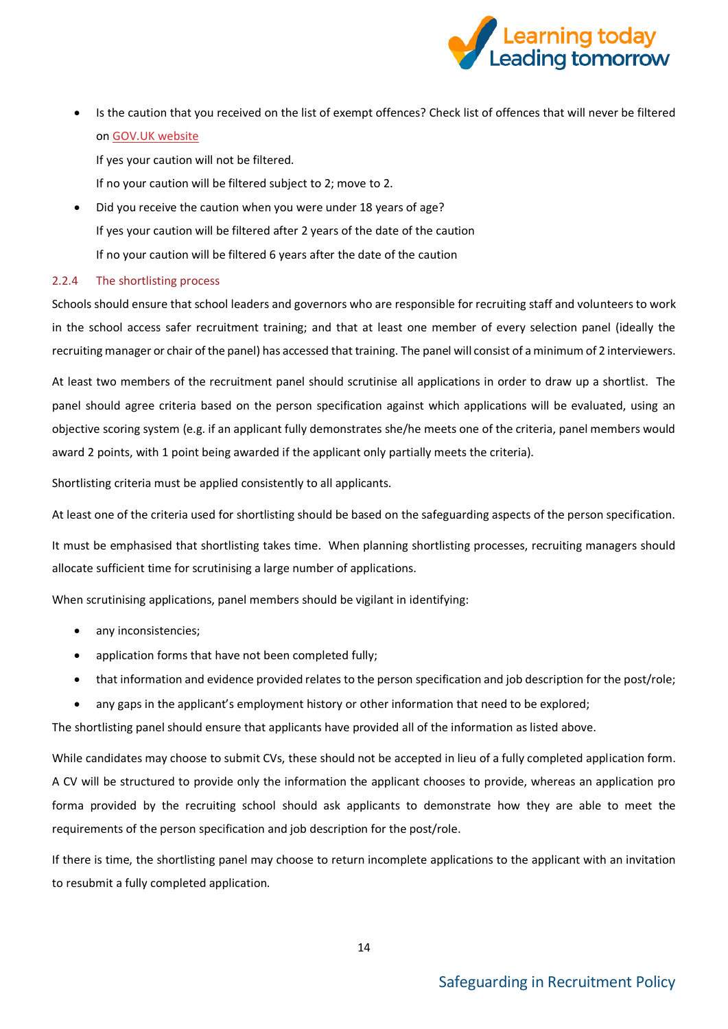- Is the caution that you received on the list of exempt offences? Check list of offences that will never be filtered on GOV.UK website

  If yes your caution will not be filtered.

  If no your caution will be filtered subject to 2; move to 2.

- Did you receive the caution when you were under 18 years of age?

  If yes your caution will be filtered after 2 years of the date of the caution

  If no your caution will be filtered 6 years after the date of the caution

### 2.2.4 The shortlisting process

Schools should ensure that school leaders and governors who are responsible for recruiting staff and volunteers to work in the school access safer recruitment training; and that at least one member of every selection panel (ideally the recruiting manager or chair of the panel) has accessed that training. The panel will consist of a minimum of 2 interviewers.

At least two members of the recruitment panel should scrutinise all applications in order to draw up a shortlist. The panel should agree criteria based on the person specification against which applications will be evaluated, using an objective scoring system (e.g. if an applicant fully demonstrates she/he meets one of the criteria, panel members would award 2 points, with 1 point being awarded if the applicant only partially meets the criteria).

Shortlisting criteria must be applied consistently to all applicants.

At least one of the criteria used for shortlisting should be based on the safeguarding aspects of the person specification.

It must be emphasised that shortlisting takes time. When planning shortlisting processes, recruiting managers should allocate sufficient time for scrutinising a large number of applications.

When scrutinising applications, panel members should be vigilant in identifying:

- any inconsistencies;
- application forms that have not been completed fully;
- that information and evidence provided relates to the person specification and job description for the post/role;
- any gaps in the applicant's employment history or other information that need to be explored;

The shortlisting panel should ensure that applicants have provided all of the information as listed above.

While candidates may choose to submit CVs, these should not be accepted in lieu of a fully completed application form. A CV will be structured to provide only the information the applicant chooses to provide, whereas an application pro forma provided by the recruiting school should ask applicants to demonstrate how they are able to meet the requirements of the person specification and job description for the post/role.

If there is time, the shortlisting panel may choose to return incomplete applications to the applicant with an invitation to resubmit a fully completed application.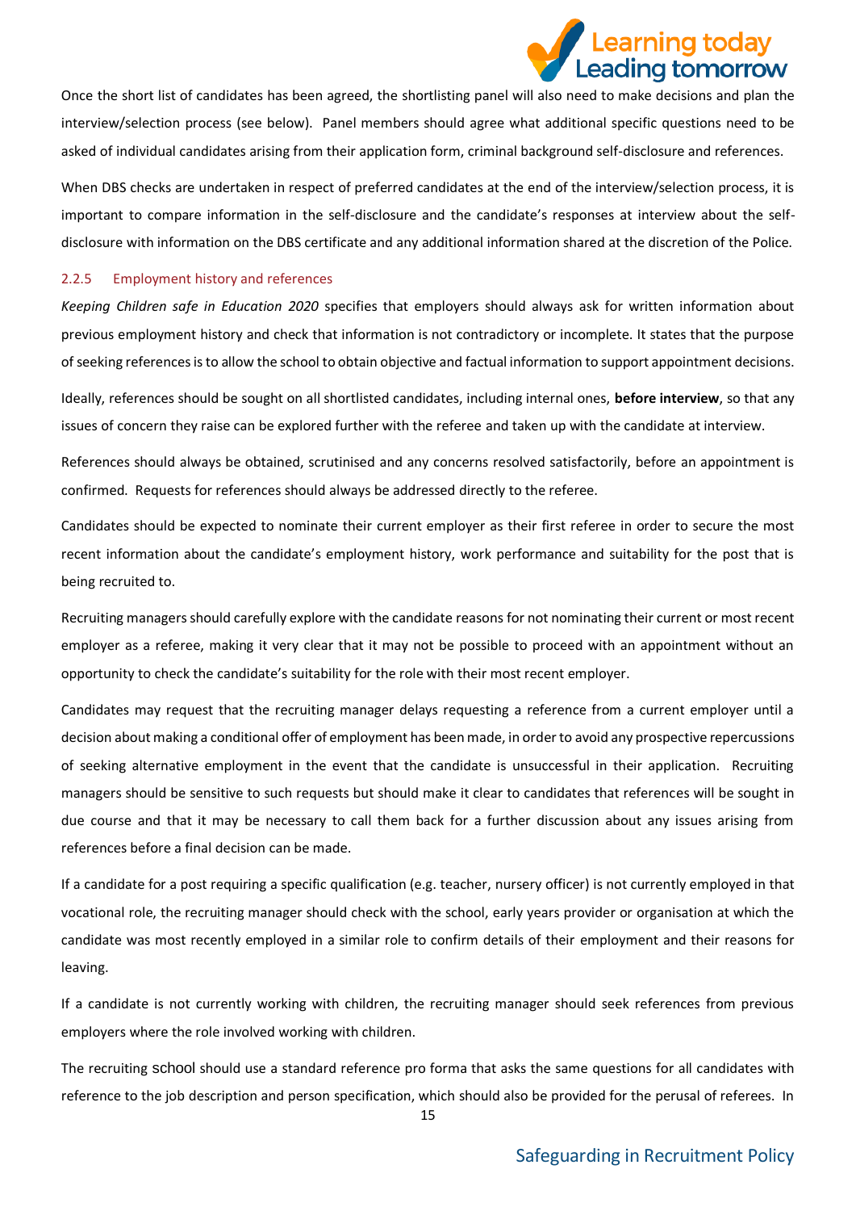Once the short list of candidates has been agreed, the shortlisting panel will also need to make decisions and plan the interview/selection process (see below). Panel members should agree what additional specific questions need to be asked of individual candidates arising from their application form, criminal background self-disclosure and references.

When DBS checks are undertaken in respect of preferred candidates at the end of the interview/selection process, it is important to compare information in the self-disclosure and the candidate's responses at interview about the self-disclosure with information on the DBS certificate and any additional information shared at the discretion of the Police.

### 2.2.5 Employment history and references

*Keeping Children safe in Education 2020* specifies that employers should always ask for written information about previous employment history and check that information is not contradictory or incomplete. It states that the purpose of seeking references is to allow the school to obtain objective and factual information to support appointment decisions.

Ideally, references should be sought on all shortlisted candidates, including internal ones, **before interview**, so that any issues of concern they raise can be explored further with the referee and taken up with the candidate at interview.

References should always be obtained, scrutinised and any concerns resolved satisfactorily, before an appointment is confirmed. Requests for references should always be addressed directly to the referee.

Candidates should be expected to nominate their current employer as their first referee in order to secure the most recent information about the candidate's employment history, work performance and suitability for the post that is being recruited to.

Recruiting managers should carefully explore with the candidate reasons for not nominating their current or most recent employer as a referee, making it very clear that it may not be possible to proceed with an appointment without an opportunity to check the candidate's suitability for the role with their most recent employer.

Candidates may request that the recruiting manager delays requesting a reference from a current employer until a decision about making a conditional offer of employment has been made, in order to avoid any prospective repercussions of seeking alternative employment in the event that the candidate is unsuccessful in their application. Recruiting managers should be sensitive to such requests but should make it clear to candidates that references will be sought in due course and that it may be necessary to call them back for a further discussion about any issues arising from references before a final decision can be made.

If a candidate for a post requiring a specific qualification (e.g. teacher, nursery officer) is not currently employed in that vocational role, the recruiting manager should check with the school, early years provider or organisation at which the candidate was most recently employed in a similar role to confirm details of their employment and their reasons for leaving.

If a candidate is not currently working with children, the recruiting manager should seek references from previous employers where the role involved working with children.

The recruiting school should use a standard reference pro forma that asks the same questions for all candidates with reference to the job description and person specification, which should also be provided for the perusal of referees. In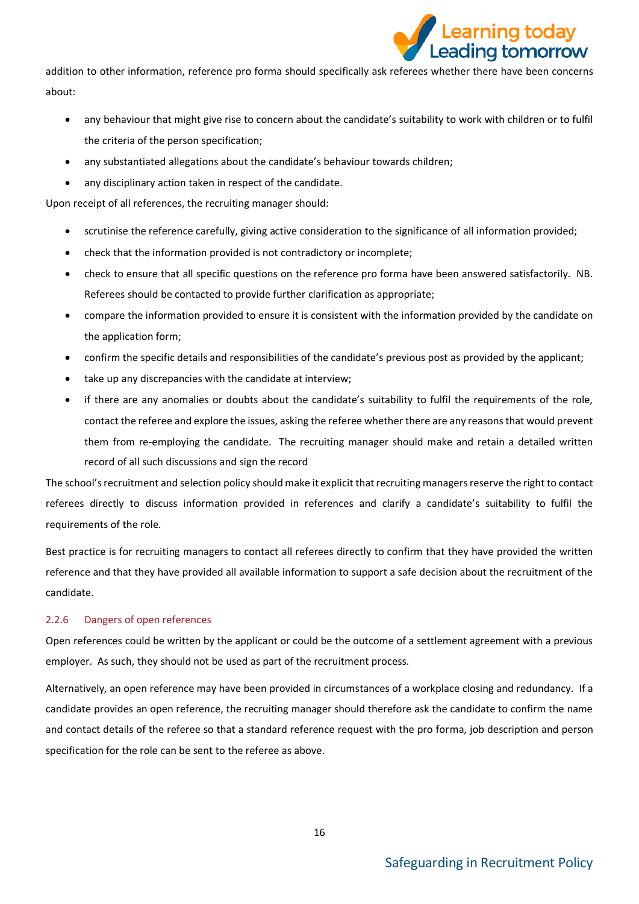addition to other information, reference pro forma should specifically ask referees whether there have been concerns about:

- any behaviour that might give rise to concern about the candidate's suitability to work with children or to fulfil the criteria of the person specification;
- any substantiated allegations about the candidate's behaviour towards children;
- any disciplinary action taken in respect of the candidate.

Upon receipt of all references, the recruiting manager should:

- scrutinise the reference carefully, giving active consideration to the significance of all information provided;
- check that the information provided is not contradictory or incomplete;
- check to ensure that all specific questions on the reference pro forma have been answered satisfactorily. NB. Referees should be contacted to provide further clarification as appropriate;
- compare the information provided to ensure it is consistent with the information provided by the candidate on the application form;
- confirm the specific details and responsibilities of the candidate's previous post as provided by the applicant;
- take up any discrepancies with the candidate at interview;
- if there are any anomalies or doubts about the candidate's suitability to fulfil the requirements of the role, contact the referee and explore the issues, asking the referee whether there are any reasons that would prevent them from re-employing the candidate. The recruiting manager should make and retain a detailed written record of all such discussions and sign the record

The school's recruitment and selection policy should make it explicit that recruiting managers reserve the right to contact referees directly to discuss information provided in references and clarify a candidate's suitability to fulfil the requirements of the role.

Best practice is for recruiting managers to contact all referees directly to confirm that they have provided the written reference and that they have provided all available information to support a safe decision about the recruitment of the candidate.

#### 2.2.6 Dangers of open references

Open references could be written by the applicant or could be the outcome of a settlement agreement with a previous employer. As such, they should not be used as part of the recruitment process.

Alternatively, an open reference may have been provided in circumstances of a workplace closing and redundancy. If a candidate provides an open reference, the recruiting manager should therefore ask the candidate to confirm the name and contact details of the referee so that a standard reference request with the pro forma, job description and person specification for the role can be sent to the referee as above.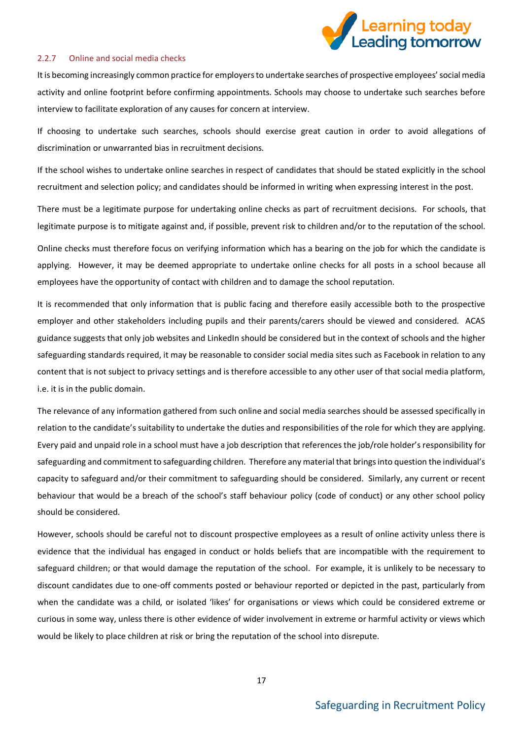### 2.2.7 Online and social media checks

It is becoming increasingly common practice for employers to undertake searches of prospective employees' social media activity and online footprint before confirming appointments. Schools may choose to undertake such searches before interview to facilitate exploration of any causes for concern at interview.

If choosing to undertake such searches, schools should exercise great caution in order to avoid allegations of discrimination or unwarranted bias in recruitment decisions.

If the school wishes to undertake online searches in respect of candidates that should be stated explicitly in the school recruitment and selection policy; and candidates should be informed in writing when expressing interest in the post.

There must be a legitimate purpose for undertaking online checks as part of recruitment decisions. For schools, that legitimate purpose is to mitigate against and, if possible, prevent risk to children and/or to the reputation of the school.

Online checks must therefore focus on verifying information which has a bearing on the job for which the candidate is applying. However, it may be deemed appropriate to undertake online checks for all posts in a school because all employees have the opportunity of contact with children and to damage the school reputation.

It is recommended that only information that is public facing and therefore easily accessible both to the prospective employer and other stakeholders including pupils and their parents/carers should be viewed and considered. ACAS guidance suggests that only job websites and LinkedIn should be considered but in the context of schools and the higher safeguarding standards required, it may be reasonable to consider social media sites such as Facebook in relation to any content that is not subject to privacy settings and is therefore accessible to any other user of that social media platform, i.e. it is in the public domain.

The relevance of any information gathered from such online and social media searches should be assessed specifically in relation to the candidate's suitability to undertake the duties and responsibilities of the role for which they are applying. Every paid and unpaid role in a school must have a job description that references the job/role holder's responsibility for safeguarding and commitment to safeguarding children. Therefore any material that brings into question the individual's capacity to safeguard and/or their commitment to safeguarding should be considered. Similarly, any current or recent behaviour that would be a breach of the school's staff behaviour policy (code of conduct) or any other school policy should be considered.

However, schools should be careful not to discount prospective employees as a result of online activity unless there is evidence that the individual has engaged in conduct or holds beliefs that are incompatible with the requirement to safeguard children; or that would damage the reputation of the school. For example, it is unlikely to be necessary to discount candidates due to one-off comments posted or behaviour reported or depicted in the past, particularly from when the candidate was a child, or isolated 'likes' for organisations or views which could be considered extreme or curious in some way, unless there is other evidence of wider involvement in extreme or harmful activity or views which would be likely to place children at risk or bring the reputation of the school into disrepute.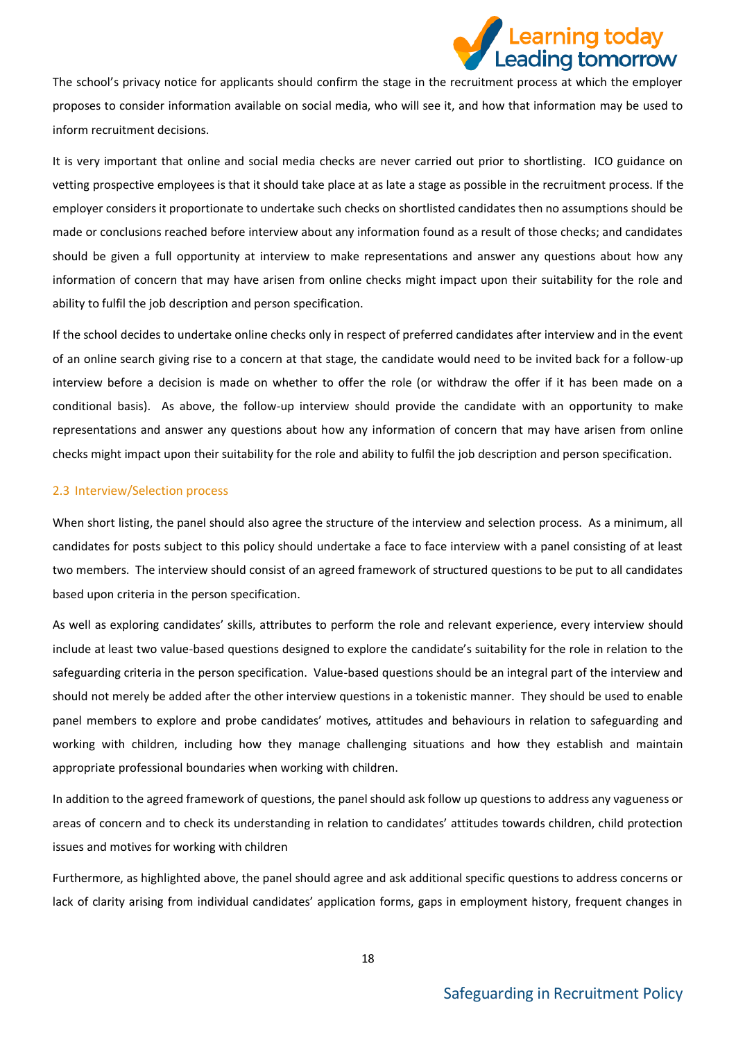The school's privacy notice for applicants should confirm the stage in the recruitment process at which the employer proposes to consider information available on social media, who will see it, and how that information may be used to inform recruitment decisions.

It is very important that online and social media checks are never carried out prior to shortlisting. ICO guidance on vetting prospective employees is that it should take place at as late a stage as possible in the recruitment process. If the employer considers it proportionate to undertake such checks on shortlisted candidates then no assumptions should be made or conclusions reached before interview about any information found as a result of those checks; and candidates should be given a full opportunity at interview to make representations and answer any questions about how any information of concern that may have arisen from online checks might impact upon their suitability for the role and ability to fulfil the job description and person specification.

If the school decides to undertake online checks only in respect of preferred candidates after interview and in the event of an online search giving rise to a concern at that stage, the candidate would need to be invited back for a follow-up interview before a decision is made on whether to offer the role (or withdraw the offer if it has been made on a conditional basis). As above, the follow-up interview should provide the candidate with an opportunity to make representations and answer any questions about how any information of concern that may have arisen from online checks might impact upon their suitability for the role and ability to fulfil the job description and person specification.

### 2.3 Interview/Selection process

When short listing, the panel should also agree the structure of the interview and selection process. As a minimum, all candidates for posts subject to this policy should undertake a face to face interview with a panel consisting of at least two members. The interview should consist of an agreed framework of structured questions to be put to all candidates based upon criteria in the person specification.

As well as exploring candidates' skills, attributes to perform the role and relevant experience, every interview should include at least two value-based questions designed to explore the candidate's suitability for the role in relation to the safeguarding criteria in the person specification. Value-based questions should be an integral part of the interview and should not merely be added after the other interview questions in a tokenistic manner. They should be used to enable panel members to explore and probe candidates' motives, attitudes and behaviours in relation to safeguarding and working with children, including how they manage challenging situations and how they establish and maintain appropriate professional boundaries when working with children.

In addition to the agreed framework of questions, the panel should ask follow up questions to address any vagueness or areas of concern and to check its understanding in relation to candidates' attitudes towards children, child protection issues and motives for working with children

Furthermore, as highlighted above, the panel should agree and ask additional specific questions to address concerns or lack of clarity arising from individual candidates' application forms, gaps in employment history, frequent changes in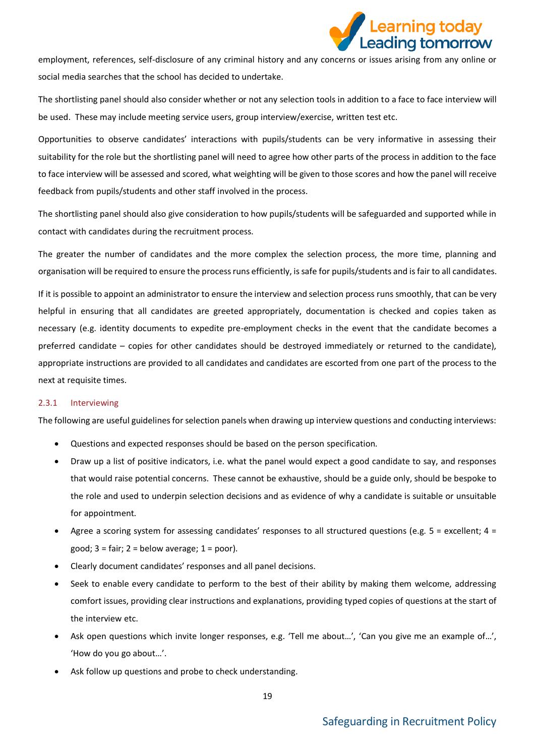employment, references, self-disclosure of any criminal history and any concerns or issues arising from any online or social media searches that the school has decided to undertake.

The shortlisting panel should also consider whether or not any selection tools in addition to a face to face interview will be used. These may include meeting service users, group interview/exercise, written test etc.

Opportunities to observe candidates' interactions with pupils/students can be very informative in assessing their suitability for the role but the shortlisting panel will need to agree how other parts of the process in addition to the face to face interview will be assessed and scored, what weighting will be given to those scores and how the panel will receive feedback from pupils/students and other staff involved in the process.

The shortlisting panel should also give consideration to how pupils/students will be safeguarded and supported while in contact with candidates during the recruitment process.

The greater the number of candidates and the more complex the selection process, the more time, planning and organisation will be required to ensure the process runs efficiently, is safe for pupils/students and is fair to all candidates.

If it is possible to appoint an administrator to ensure the interview and selection process runs smoothly, that can be very helpful in ensuring that all candidates are greeted appropriately, documentation is checked and copies taken as necessary (e.g. identity documents to expedite pre-employment checks in the event that the candidate becomes a preferred candidate – copies for other candidates should be destroyed immediately or returned to the candidate), appropriate instructions are provided to all candidates and candidates are escorted from one part of the process to the next at requisite times.

### 2.3.1 Interviewing

The following are useful guidelines for selection panels when drawing up interview questions and conducting interviews:

- Questions and expected responses should be based on the person specification.
- Draw up a list of positive indicators, i.e. what the panel would expect a good candidate to say, and responses that would raise potential concerns. These cannot be exhaustive, should be a guide only, should be bespoke to the role and used to underpin selection decisions and as evidence of why a candidate is suitable or unsuitable for appointment.
- Agree a scoring system for assessing candidates' responses to all structured questions (e.g. 5 = excellent; 4 = good; 3 = fair; 2 = below average; 1 = poor).
- Clearly document candidates' responses and all panel decisions.
- Seek to enable every candidate to perform to the best of their ability by making them welcome, addressing comfort issues, providing clear instructions and explanations, providing typed copies of questions at the start of the interview etc.
- Ask open questions which invite longer responses, e.g. 'Tell me about…', 'Can you give me an example of…', 'How do you go about…'.
- Ask follow up questions and probe to check understanding.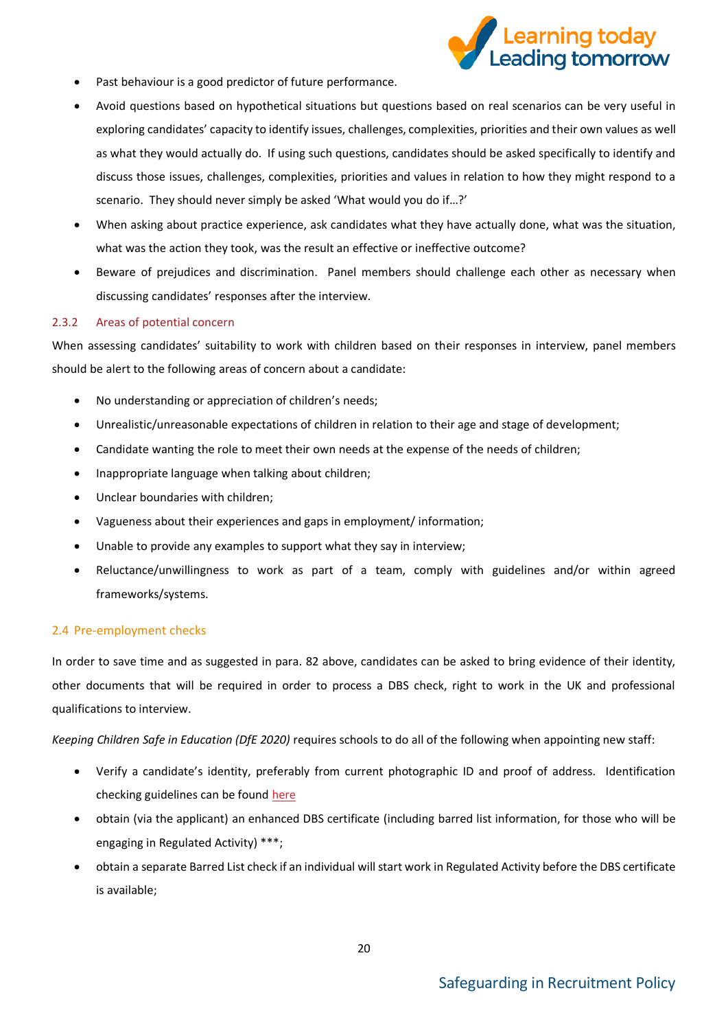- Past behaviour is a good predictor of future performance.
- Avoid questions based on hypothetical situations but questions based on real scenarios can be very useful in exploring candidates' capacity to identify issues, challenges, complexities, priorities and their own values as well as what they would actually do. If using such questions, candidates should be asked specifically to identify and discuss those issues, challenges, complexities, priorities and values in relation to how they might respond to a scenario. They should never simply be asked 'What would you do if…?'
- When asking about practice experience, ask candidates what they have actually done, what was the situation, what was the action they took, was the result an effective or ineffective outcome?
- Beware of prejudices and discrimination. Panel members should challenge each other as necessary when discussing candidates' responses after the interview.

#### 2.3.2 Areas of potential concern

When assessing candidates' suitability to work with children based on their responses in interview, panel members should be alert to the following areas of concern about a candidate:

- No understanding or appreciation of children's needs;
- Unrealistic/unreasonable expectations of children in relation to their age and stage of development;
- Candidate wanting the role to meet their own needs at the expense of the needs of children;
- Inappropriate language when talking about children;
- Unclear boundaries with children;
- Vagueness about their experiences and gaps in employment/ information;
- Unable to provide any examples to support what they say in interview;
- Reluctance/unwillingness to work as part of a team, comply with guidelines and/or within agreed frameworks/systems.

### 2.4 Pre-employment checks

In order to save time and as suggested in para. 82 above, candidates can be asked to bring evidence of their identity, other documents that will be required in order to process a DBS check, right to work in the UK and professional qualifications to interview.

*Keeping Children Safe in Education (DfE 2020)* requires schools to do all of the following when appointing new staff:

- Verify a candidate's identity, preferably from current photographic ID and proof of address. Identification checking guidelines can be found here
- obtain (via the applicant) an enhanced DBS certificate (including barred list information, for those who will be engaging in Regulated Activity) ***;
- obtain a separate Barred List check if an individual will start work in Regulated Activity before the DBS certificate is available;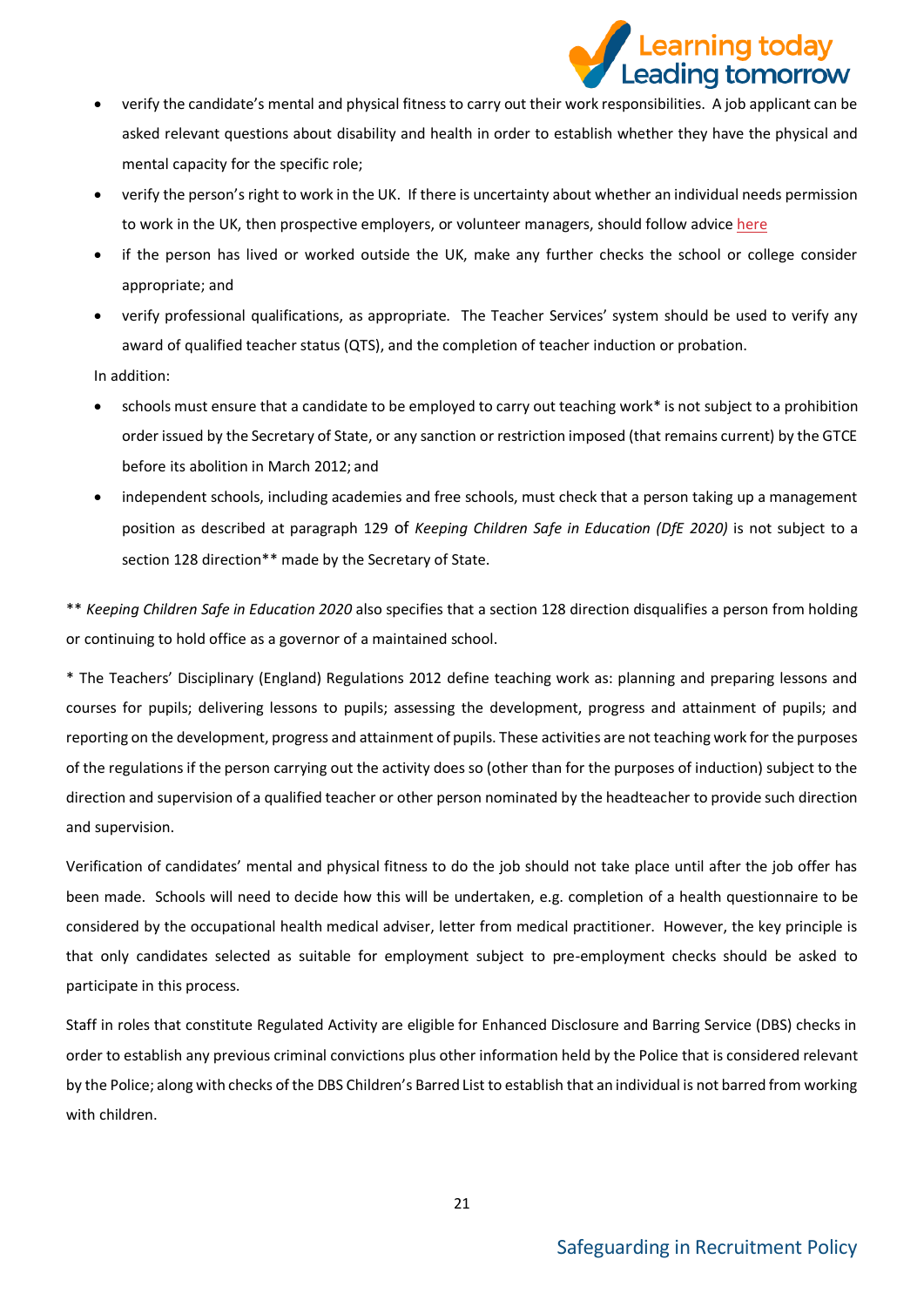- verify the candidate's mental and physical fitness to carry out their work responsibilities. A job applicant can be asked relevant questions about disability and health in order to establish whether they have the physical and mental capacity for the specific role;
- verify the person's right to work in the UK. If there is uncertainty about whether an individual needs permission to work in the UK, then prospective employers, or volunteer managers, should follow advice here
- if the person has lived or worked outside the UK, make any further checks the school or college consider appropriate; and
- verify professional qualifications, as appropriate. The Teacher Services' system should be used to verify any award of qualified teacher status (QTS), and the completion of teacher induction or probation.

In addition:

- schools must ensure that a candidate to be employed to carry out teaching work* is not subject to a prohibition order issued by the Secretary of State, or any sanction or restriction imposed (that remains current) by the GTCE before its abolition in March 2012; and
- independent schools, including academies and free schools, must check that a person taking up a management position as described at paragraph 129 of *Keeping Children Safe in Education (DfE 2020)* is not subject to a section 128 direction** made by the Secretary of State.

** *Keeping Children Safe in Education 2020* also specifies that a section 128 direction disqualifies a person from holding or continuing to hold office as a governor of a maintained school.

* The Teachers' Disciplinary (England) Regulations 2012 define teaching work as: planning and preparing lessons and courses for pupils; delivering lessons to pupils; assessing the development, progress and attainment of pupils; and reporting on the development, progress and attainment of pupils. These activities are not teaching work for the purposes of the regulations if the person carrying out the activity does so (other than for the purposes of induction) subject to the direction and supervision of a qualified teacher or other person nominated by the headteacher to provide such direction and supervision.

Verification of candidates' mental and physical fitness to do the job should not take place until after the job offer has been made. Schools will need to decide how this will be undertaken, e.g. completion of a health questionnaire to be considered by the occupational health medical adviser, letter from medical practitioner. However, the key principle is that only candidates selected as suitable for employment subject to pre-employment checks should be asked to participate in this process.

Staff in roles that constitute Regulated Activity are eligible for Enhanced Disclosure and Barring Service (DBS) checks in order to establish any previous criminal convictions plus other information held by the Police that is considered relevant by the Police; along with checks of the DBS Children's Barred List to establish that an individual is not barred from working with children.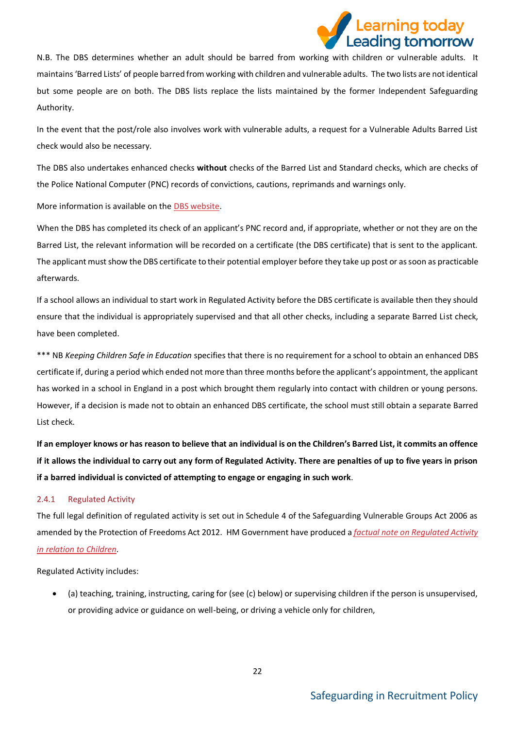N.B. The DBS determines whether an adult should be barred from working with children or vulnerable adults. It maintains 'Barred Lists' of people barred from working with children and vulnerable adults. The two lists are not identical but some people are on both. The DBS lists replace the lists maintained by the former Independent Safeguarding Authority.

In the event that the post/role also involves work with vulnerable adults, a request for a Vulnerable Adults Barred List check would also be necessary.

The DBS also undertakes enhanced checks **without** checks of the Barred List and Standard checks, which are checks of the Police National Computer (PNC) records of convictions, cautions, reprimands and warnings only.

More information is available on the DBS website.

When the DBS has completed its check of an applicant's PNC record and, if appropriate, whether or not they are on the Barred List, the relevant information will be recorded on a certificate (the DBS certificate) that is sent to the applicant. The applicant must show the DBS certificate to their potential employer before they take up post or as soon as practicable afterwards.

If a school allows an individual to start work in Regulated Activity before the DBS certificate is available then they should ensure that the individual is appropriately supervised and that all other checks, including a separate Barred List check, have been completed.

*** NB *Keeping Children Safe in Education* specifies that there is no requirement for a school to obtain an enhanced DBS certificate if, during a period which ended not more than three months before the applicant's appointment, the applicant has worked in a school in England in a post which brought them regularly into contact with children or young persons. However, if a decision is made not to obtain an enhanced DBS certificate, the school must still obtain a separate Barred List check.

**If an employer knows or has reason to believe that an individual is on the Children's Barred List, it commits an offence if it allows the individual to carry out any form of Regulated Activity. There are penalties of up to five years in prison if a barred individual is convicted of attempting to engage or engaging in such work**.

### 2.4.1 Regulated Activity

The full legal definition of regulated activity is set out in Schedule 4 of the Safeguarding Vulnerable Groups Act 2006 as amended by the Protection of Freedoms Act 2012. HM Government have produced a *factual note on Regulated Activity in relation to Children*.

Regulated Activity includes:

- (a) teaching, training, instructing, caring for (see (c) below) or supervising children if the person is unsupervised, or providing advice or guidance on well-being, or driving a vehicle only for children,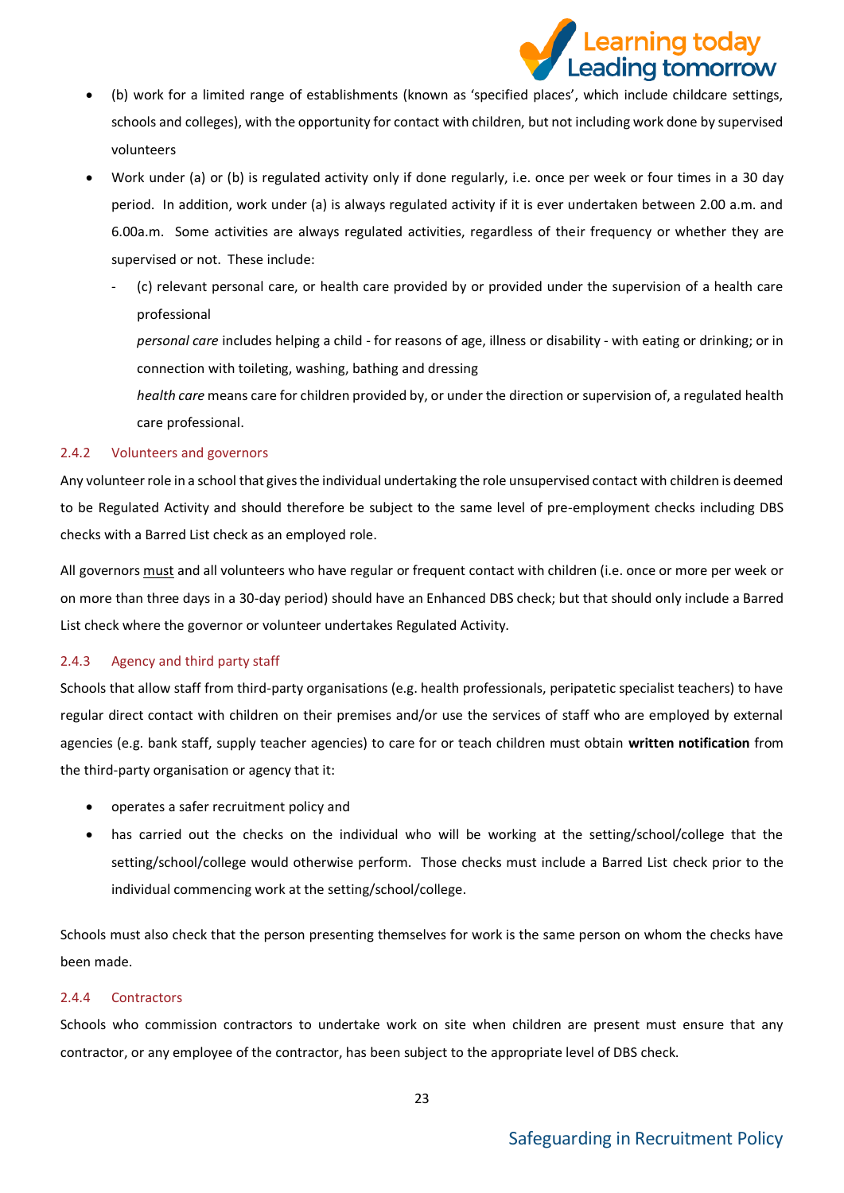- (b) work for a limited range of establishments (known as 'specified places', which include childcare settings, schools and colleges), with the opportunity for contact with children, but not including work done by supervised volunteers
- Work under (a) or (b) is regulated activity only if done regularly, i.e. once per week or four times in a 30 day period. In addition, work under (a) is always regulated activity if it is ever undertaken between 2.00 a.m. and 6.00a.m. Some activities are always regulated activities, regardless of their frequency or whether they are supervised or not. These include:
  - (c) relevant personal care, or health care provided by or provided under the supervision of a health care professional

    *personal care* includes helping a child - for reasons of age, illness or disability - with eating or drinking; or in connection with toileting, washing, bathing and dressing

    *health care* means care for children provided by, or under the direction or supervision of, a regulated health care professional.

### 2.4.2 Volunteers and governors

Any volunteer role in a school that gives the individual undertaking the role unsupervised contact with children is deemed to be Regulated Activity and should therefore be subject to the same level of pre-employment checks including DBS checks with a Barred List check as an employed role.

All governors <u>must</u> and all volunteers who have regular or frequent contact with children (i.e. once or more per week or on more than three days in a 30-day period) should have an Enhanced DBS check; but that should only include a Barred List check where the governor or volunteer undertakes Regulated Activity.

### 2.4.3 Agency and third party staff

Schools that allow staff from third-party organisations (e.g. health professionals, peripatetic specialist teachers) to have regular direct contact with children on their premises and/or use the services of staff who are employed by external agencies (e.g. bank staff, supply teacher agencies) to care for or teach children must obtain **written notification** from the third-party organisation or agency that it:

- operates a safer recruitment policy and
- has carried out the checks on the individual who will be working at the setting/school/college that the setting/school/college would otherwise perform. Those checks must include a Barred List check prior to the individual commencing work at the setting/school/college.

Schools must also check that the person presenting themselves for work is the same person on whom the checks have been made.

### 2.4.4 Contractors

Schools who commission contractors to undertake work on site when children are present must ensure that any contractor, or any employee of the contractor, has been subject to the appropriate level of DBS check.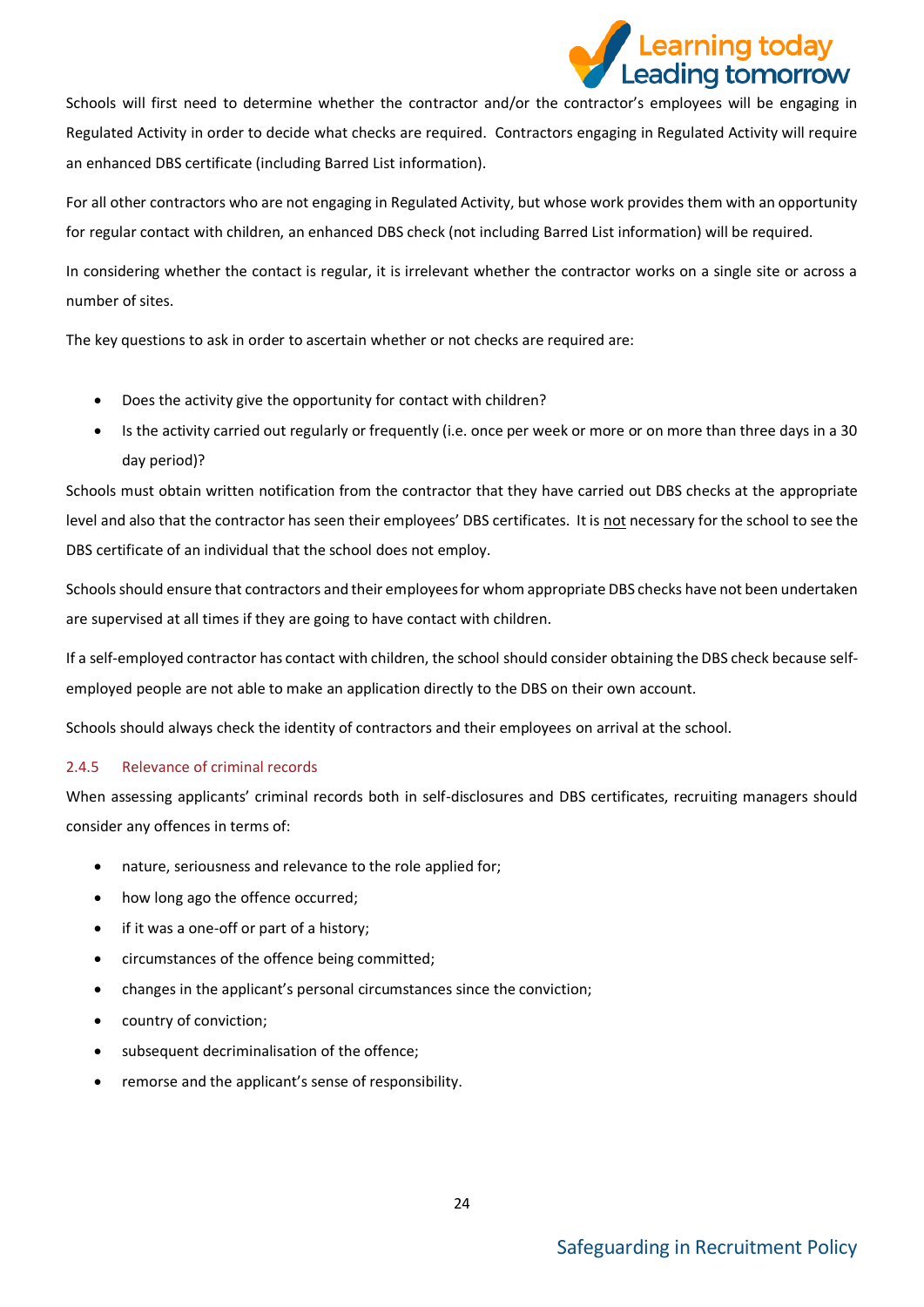Schools will first need to determine whether the contractor and/or the contractor's employees will be engaging in Regulated Activity in order to decide what checks are required. Contractors engaging in Regulated Activity will require an enhanced DBS certificate (including Barred List information).

For all other contractors who are not engaging in Regulated Activity, but whose work provides them with an opportunity for regular contact with children, an enhanced DBS check (not including Barred List information) will be required.

In considering whether the contact is regular, it is irrelevant whether the contractor works on a single site or across a number of sites.

The key questions to ask in order to ascertain whether or not checks are required are:

- Does the activity give the opportunity for contact with children?
- Is the activity carried out regularly or frequently (i.e. once per week or more or on more than three days in a 30 day period)?

Schools must obtain written notification from the contractor that they have carried out DBS checks at the appropriate level and also that the contractor has seen their employees' DBS certificates. It is <u>not</u> necessary for the school to see the DBS certificate of an individual that the school does not employ.

Schools should ensure that contractors and their employees for whom appropriate DBS checks have not been undertaken are supervised at all times if they are going to have contact with children.

If a self-employed contractor has contact with children, the school should consider obtaining the DBS check because self-employed people are not able to make an application directly to the DBS on their own account.

Schools should always check the identity of contractors and their employees on arrival at the school.

### 2.4.5 Relevance of criminal records

When assessing applicants' criminal records both in self-disclosures and DBS certificates, recruiting managers should consider any offences in terms of:

- nature, seriousness and relevance to the role applied for;
- how long ago the offence occurred;
- if it was a one-off or part of a history;
- circumstances of the offence being committed;
- changes in the applicant's personal circumstances since the conviction;
- country of conviction;
- subsequent decriminalisation of the offence;
- remorse and the applicant's sense of responsibility.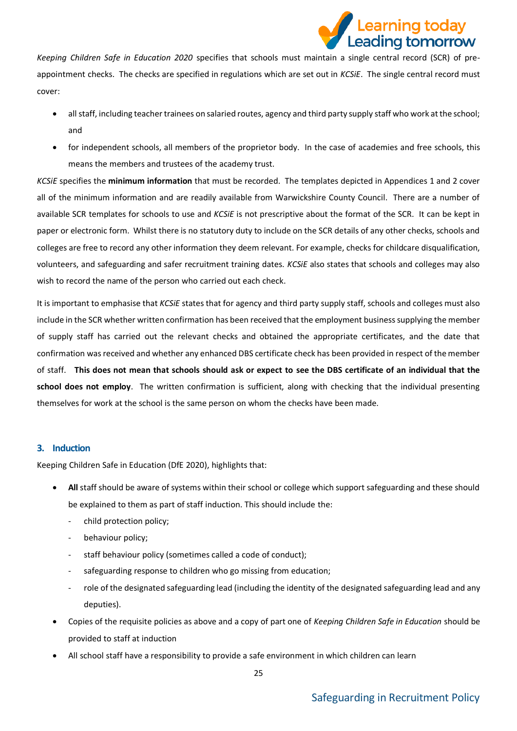*Keeping Children Safe in Education 2020* specifies that schools must maintain a single central record (SCR) of pre-appointment checks. The checks are specified in regulations which are set out in *KCSiE*. The single central record must cover:

- all staff, including teacher trainees on salaried routes, agency and third party supply staff who work at the school; and
- for independent schools, all members of the proprietor body. In the case of academies and free schools, this means the members and trustees of the academy trust.

*KCSiE* specifies the **minimum information** that must be recorded. The templates depicted in Appendices 1 and 2 cover all of the minimum information and are readily available from Warwickshire County Council. There are a number of available SCR templates for schools to use and *KCSiE* is not prescriptive about the format of the SCR. It can be kept in paper or electronic form. Whilst there is no statutory duty to include on the SCR details of any other checks, schools and colleges are free to record any other information they deem relevant. For example, checks for childcare disqualification, volunteers, and safeguarding and safer recruitment training dates. *KCSiE* also states that schools and colleges may also wish to record the name of the person who carried out each check.

It is important to emphasise that *KCSiE* states that for agency and third party supply staff, schools and colleges must also include in the SCR whether written confirmation has been received that the employment business supplying the member of supply staff has carried out the relevant checks and obtained the appropriate certificates, and the date that confirmation was received and whether any enhanced DBS certificate check has been provided in respect of the member of staff. **This does not mean that schools should ask or expect to see the DBS certificate of an individual that the school does not employ**. The written confirmation is sufficient, along with checking that the individual presenting themselves for work at the school is the same person on whom the checks have been made.

## 3. Induction

Keeping Children Safe in Education (DfE 2020), highlights that:

- **All** staff should be aware of systems within their school or college which support safeguarding and these should be explained to them as part of staff induction. This should include the:
  - child protection policy;
  - behaviour policy;
  - staff behaviour policy (sometimes called a code of conduct);
  - safeguarding response to children who go missing from education;
  - role of the designated safeguarding lead (including the identity of the designated safeguarding lead and any deputies).
- Copies of the requisite policies as above and a copy of part one of *Keeping Children Safe in Education* should be provided to staff at induction
- All school staff have a responsibility to provide a safe environment in which children can learn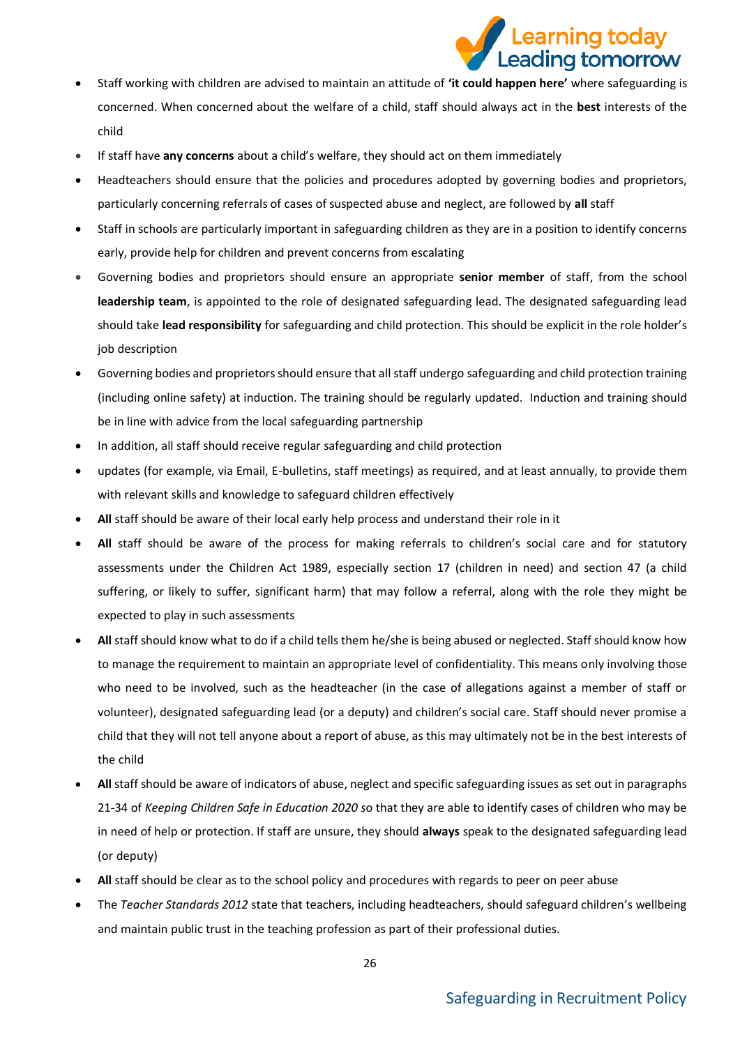- Staff working with children are advised to maintain an attitude of **'it could happen here'** where safeguarding is concerned. When concerned about the welfare of a child, staff should always act in the **best** interests of the child
- If staff have **any concerns** about a child's welfare, they should act on them immediately
- Headteachers should ensure that the policies and procedures adopted by governing bodies and proprietors, particularly concerning referrals of cases of suspected abuse and neglect, are followed by **all** staff
- Staff in schools are particularly important in safeguarding children as they are in a position to identify concerns early, provide help for children and prevent concerns from escalating
- Governing bodies and proprietors should ensure an appropriate **senior member** of staff, from the school **leadership team**, is appointed to the role of designated safeguarding lead. The designated safeguarding lead should take **lead responsibility** for safeguarding and child protection. This should be explicit in the role holder's job description
- Governing bodies and proprietors should ensure that all staff undergo safeguarding and child protection training (including online safety) at induction. The training should be regularly updated. Induction and training should be in line with advice from the local safeguarding partnership
- In addition, all staff should receive regular safeguarding and child protection
- updates (for example, via Email, E-bulletins, staff meetings) as required, and at least annually, to provide them with relevant skills and knowledge to safeguard children effectively
- **All** staff should be aware of their local early help process and understand their role in it
- **All** staff should be aware of the process for making referrals to children's social care and for statutory assessments under the Children Act 1989, especially section 17 (children in need) and section 47 (a child suffering, or likely to suffer, significant harm) that may follow a referral, along with the role they might be expected to play in such assessments
- **All** staff should know what to do if a child tells them he/she is being abused or neglected. Staff should know how to manage the requirement to maintain an appropriate level of confidentiality. This means only involving those who need to be involved, such as the headteacher (in the case of allegations against a member of staff or volunteer), designated safeguarding lead (or a deputy) and children's social care. Staff should never promise a child that they will not tell anyone about a report of abuse, as this may ultimately not be in the best interests of the child
- **All** staff should be aware of indicators of abuse, neglect and specific safeguarding issues as set out in paragraphs 21-34 of *Keeping Children Safe in Education 2020 s*o that they are able to identify cases of children who may be in need of help or protection. If staff are unsure, they should **always** speak to the designated safeguarding lead (or deputy)
- **All** staff should be clear as to the school policy and procedures with regards to peer on peer abuse
- The *Teacher Standards 2012* state that teachers, including headteachers, should safeguard children's wellbeing and maintain public trust in the teaching profession as part of their professional duties.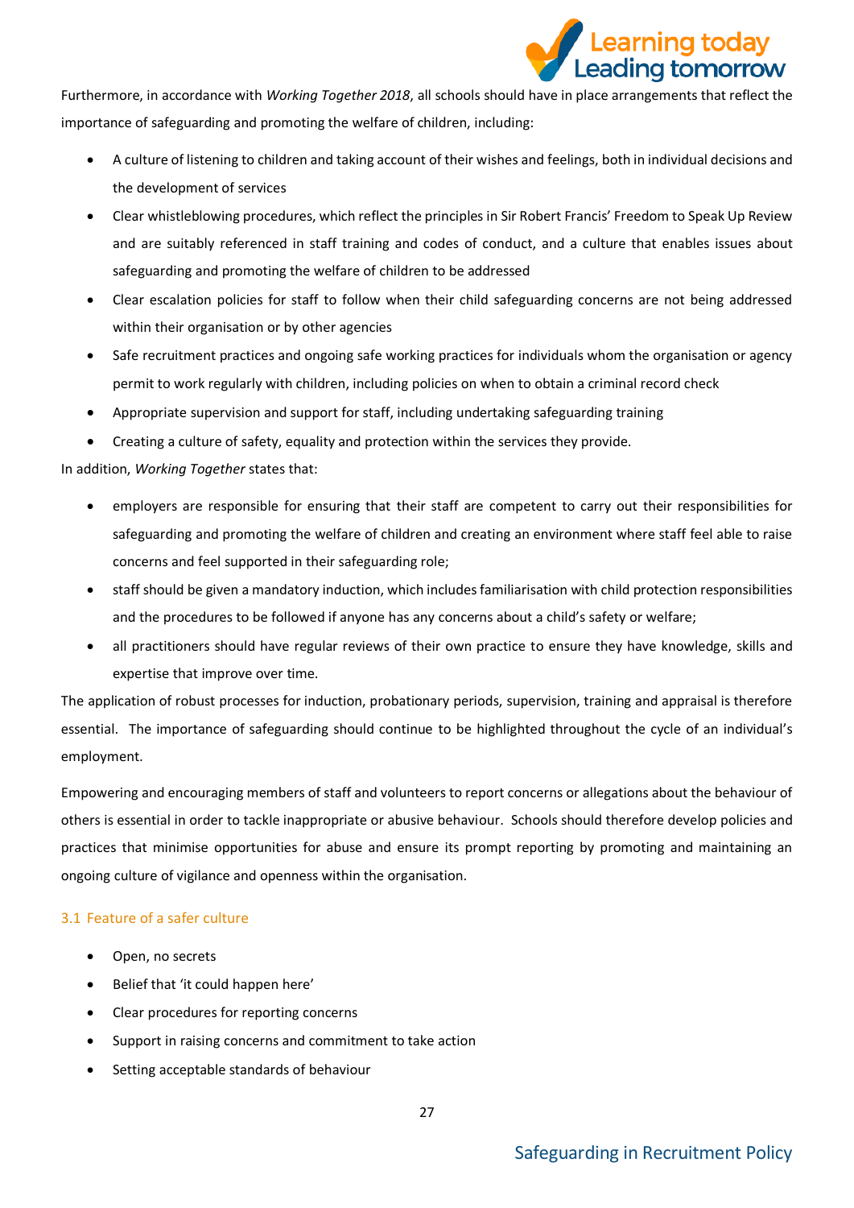Furthermore, in accordance with *Working Together 2018*, all schools should have in place arrangements that reflect the importance of safeguarding and promoting the welfare of children, including:

- A culture of listening to children and taking account of their wishes and feelings, both in individual decisions and the development of services
- Clear whistleblowing procedures, which reflect the principles in Sir Robert Francis' Freedom to Speak Up Review and are suitably referenced in staff training and codes of conduct, and a culture that enables issues about safeguarding and promoting the welfare of children to be addressed
- Clear escalation policies for staff to follow when their child safeguarding concerns are not being addressed within their organisation or by other agencies
- Safe recruitment practices and ongoing safe working practices for individuals whom the organisation or agency permit to work regularly with children, including policies on when to obtain a criminal record check
- Appropriate supervision and support for staff, including undertaking safeguarding training
- Creating a culture of safety, equality and protection within the services they provide.

In addition, *Working Together* states that:

- employers are responsible for ensuring that their staff are competent to carry out their responsibilities for safeguarding and promoting the welfare of children and creating an environment where staff feel able to raise concerns and feel supported in their safeguarding role;
- staff should be given a mandatory induction, which includes familiarisation with child protection responsibilities and the procedures to be followed if anyone has any concerns about a child's safety or welfare;
- all practitioners should have regular reviews of their own practice to ensure they have knowledge, skills and expertise that improve over time.

The application of robust processes for induction, probationary periods, supervision, training and appraisal is therefore essential. The importance of safeguarding should continue to be highlighted throughout the cycle of an individual's employment.

Empowering and encouraging members of staff and volunteers to report concerns or allegations about the behaviour of others is essential in order to tackle inappropriate or abusive behaviour. Schools should therefore develop policies and practices that minimise opportunities for abuse and ensure its prompt reporting by promoting and maintaining an ongoing culture of vigilance and openness within the organisation.

### 3.1 Feature of a safer culture

- Open, no secrets
- Belief that 'it could happen here'
- Clear procedures for reporting concerns
- Support in raising concerns and commitment to take action
- Setting acceptable standards of behaviour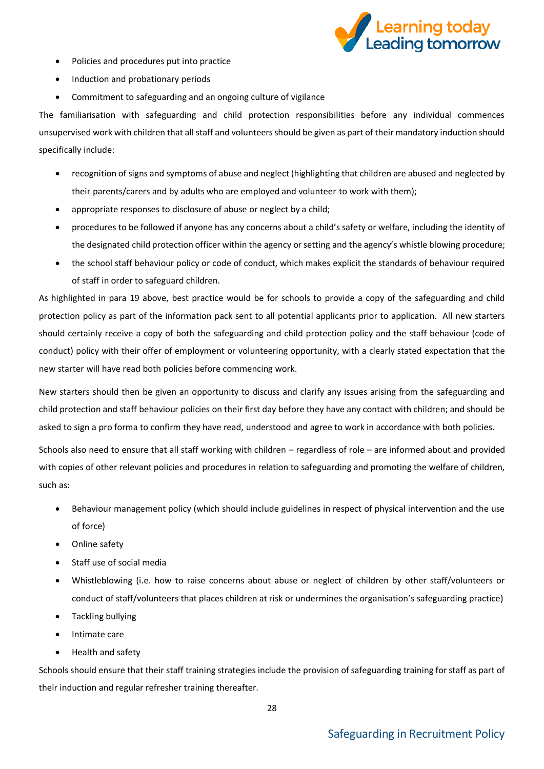- Policies and procedures put into practice
- Induction and probationary periods
- Commitment to safeguarding and an ongoing culture of vigilance

The familiarisation with safeguarding and child protection responsibilities before any individual commences unsupervised work with children that all staff and volunteers should be given as part of their mandatory induction should specifically include:

- recognition of signs and symptoms of abuse and neglect (highlighting that children are abused and neglected by their parents/carers and by adults who are employed and volunteer to work with them);
- appropriate responses to disclosure of abuse or neglect by a child;
- procedures to be followed if anyone has any concerns about a child's safety or welfare, including the identity of the designated child protection officer within the agency or setting and the agency's whistle blowing procedure;
- the school staff behaviour policy or code of conduct, which makes explicit the standards of behaviour required of staff in order to safeguard children.

As highlighted in para 19 above, best practice would be for schools to provide a copy of the safeguarding and child protection policy as part of the information pack sent to all potential applicants prior to application. All new starters should certainly receive a copy of both the safeguarding and child protection policy and the staff behaviour (code of conduct) policy with their offer of employment or volunteering opportunity, with a clearly stated expectation that the new starter will have read both policies before commencing work.

New starters should then be given an opportunity to discuss and clarify any issues arising from the safeguarding and child protection and staff behaviour policies on their first day before they have any contact with children; and should be asked to sign a pro forma to confirm they have read, understood and agree to work in accordance with both policies.

Schools also need to ensure that all staff working with children – regardless of role – are informed about and provided with copies of other relevant policies and procedures in relation to safeguarding and promoting the welfare of children, such as:

- Behaviour management policy (which should include guidelines in respect of physical intervention and the use of force)
- Online safety
- Staff use of social media
- Whistleblowing (i.e. how to raise concerns about abuse or neglect of children by other staff/volunteers or conduct of staff/volunteers that places children at risk or undermines the organisation's safeguarding practice)
- Tackling bullying
- Intimate care
- Health and safety

Schools should ensure that their staff training strategies include the provision of safeguarding training for staff as part of their induction and regular refresher training thereafter.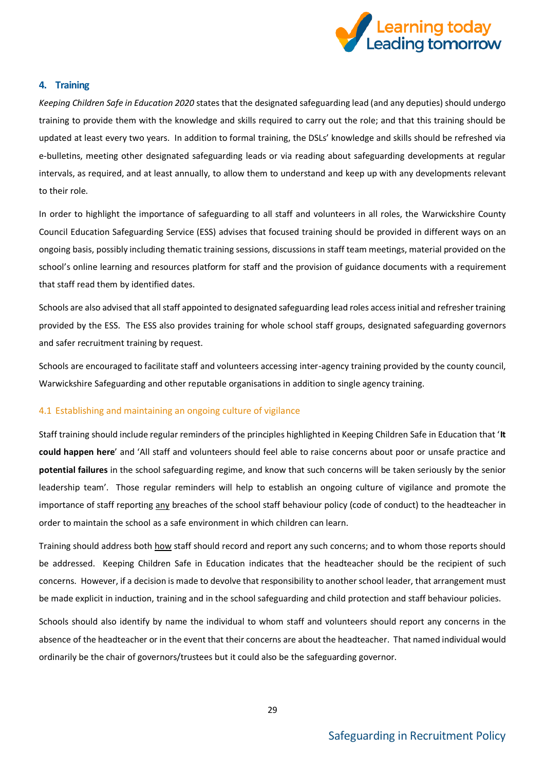## 4. Training

*Keeping Children Safe in Education 2020* states that the designated safeguarding lead (and any deputies) should undergo training to provide them with the knowledge and skills required to carry out the role; and that this training should be updated at least every two years. In addition to formal training, the DSLs' knowledge and skills should be refreshed via e-bulletins, meeting other designated safeguarding leads or via reading about safeguarding developments at regular intervals, as required, and at least annually, to allow them to understand and keep up with any developments relevant to their role.

In order to highlight the importance of safeguarding to all staff and volunteers in all roles, the Warwickshire County Council Education Safeguarding Service (ESS) advises that focused training should be provided in different ways on an ongoing basis, possibly including thematic training sessions, discussions in staff team meetings, material provided on the school's online learning and resources platform for staff and the provision of guidance documents with a requirement that staff read them by identified dates.

Schools are also advised that all staff appointed to designated safeguarding lead roles access initial and refresher training provided by the ESS. The ESS also provides training for whole school staff groups, designated safeguarding governors and safer recruitment training by request.

Schools are encouraged to facilitate staff and volunteers accessing inter-agency training provided by the county council, Warwickshire Safeguarding and other reputable organisations in addition to single agency training.

### 4.1 Establishing and maintaining an ongoing culture of vigilance

Staff training should include regular reminders of the principles highlighted in Keeping Children Safe in Education that '**It could happen here**' and 'All staff and volunteers should feel able to raise concerns about poor or unsafe practice and **potential failures** in the school safeguarding regime, and know that such concerns will be taken seriously by the senior leadership team'. Those regular reminders will help to establish an ongoing culture of vigilance and promote the importance of staff reporting <u>any</u> breaches of the school staff behaviour policy (code of conduct) to the headteacher in order to maintain the school as a safe environment in which children can learn.

Training should address both <u>how</u> staff should record and report any such concerns; and to whom those reports should be addressed. Keeping Children Safe in Education indicates that the headteacher should be the recipient of such concerns. However, if a decision is made to devolve that responsibility to another school leader, that arrangement must be made explicit in induction, training and in the school safeguarding and child protection and staff behaviour policies.

Schools should also identify by name the individual to whom staff and volunteers should report any concerns in the absence of the headteacher or in the event that their concerns are about the headteacher. That named individual would ordinarily be the chair of governors/trustees but it could also be the safeguarding governor.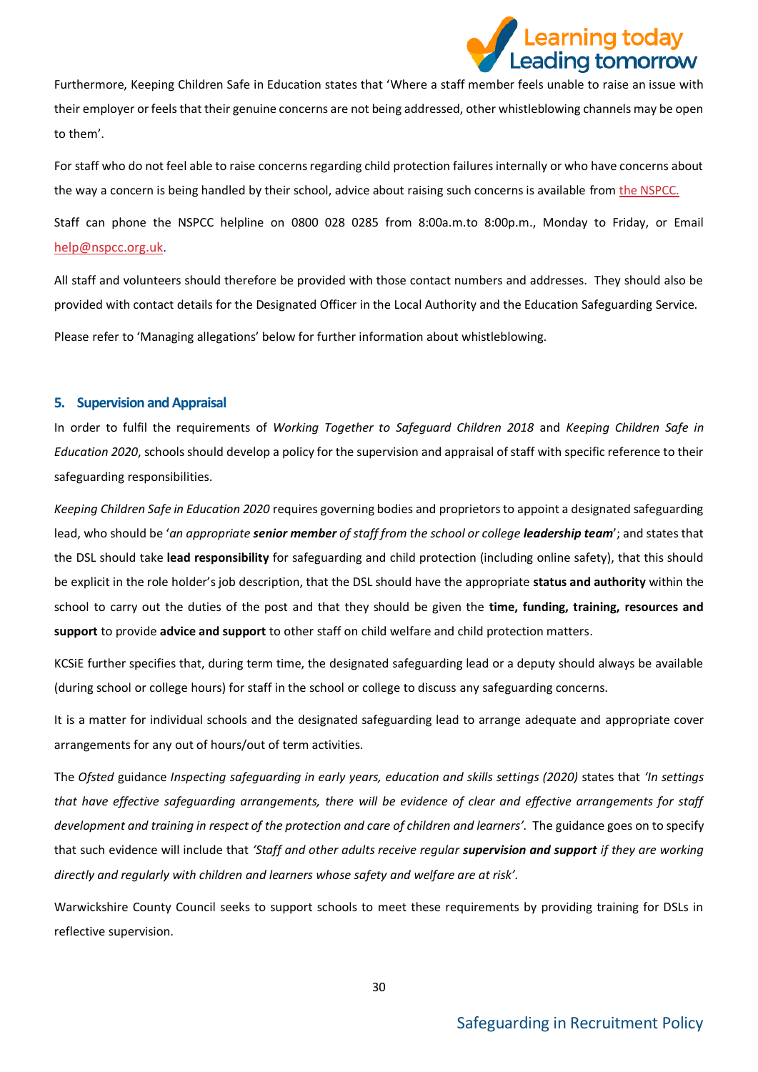Furthermore, Keeping Children Safe in Education states that 'Where a staff member feels unable to raise an issue with their employer or feels that their genuine concerns are not being addressed, other whistleblowing channels may be open to them'.

For staff who do not feel able to raise concerns regarding child protection failures internally or who have concerns about the way a concern is being handled by their school, advice about raising such concerns is available from the NSPCC.

Staff can phone the NSPCC helpline on 0800 028 0285 from 8:00a.m.to 8:00p.m., Monday to Friday, or Email help@nspcc.org.uk.

All staff and volunteers should therefore be provided with those contact numbers and addresses. They should also be provided with contact details for the Designated Officer in the Local Authority and the Education Safeguarding Service.

Please refer to 'Managing allegations' below for further information about whistleblowing.

## 5. Supervision and Appraisal

In order to fulfil the requirements of *Working Together to Safeguard Children 2018* and *Keeping Children Safe in Education 2020*, schools should develop a policy for the supervision and appraisal of staff with specific reference to their safeguarding responsibilities.

*Keeping Children Safe in Education 2020* requires governing bodies and proprietors to appoint a designated safeguarding lead, who should be '*an appropriate* ***senior member*** *of staff from the school or college* ***leadership team***'; and states that the DSL should take **lead responsibility** for safeguarding and child protection (including online safety), that this should be explicit in the role holder's job description, that the DSL should have the appropriate **status and authority** within the school to carry out the duties of the post and that they should be given the **time, funding, training, resources and support** to provide **advice and support** to other staff on child welfare and child protection matters.

KCSiE further specifies that, during term time, the designated safeguarding lead or a deputy should always be available (during school or college hours) for staff in the school or college to discuss any safeguarding concerns.

It is a matter for individual schools and the designated safeguarding lead to arrange adequate and appropriate cover arrangements for any out of hours/out of term activities.

The *Ofsted* guidance *Inspecting safeguarding in early years, education and skills settings (2020)* states that *'In settings that have effective safeguarding arrangements, there will be evidence of clear and effective arrangements for staff development and training in respect of the protection and care of children and learners'.* The guidance goes on to specify that such evidence will include that *'Staff and other adults receive regular* ***supervision and support*** *if they are working directly and regularly with children and learners whose safety and welfare are at risk'*.

Warwickshire County Council seeks to support schools to meet these requirements by providing training for DSLs in reflective supervision.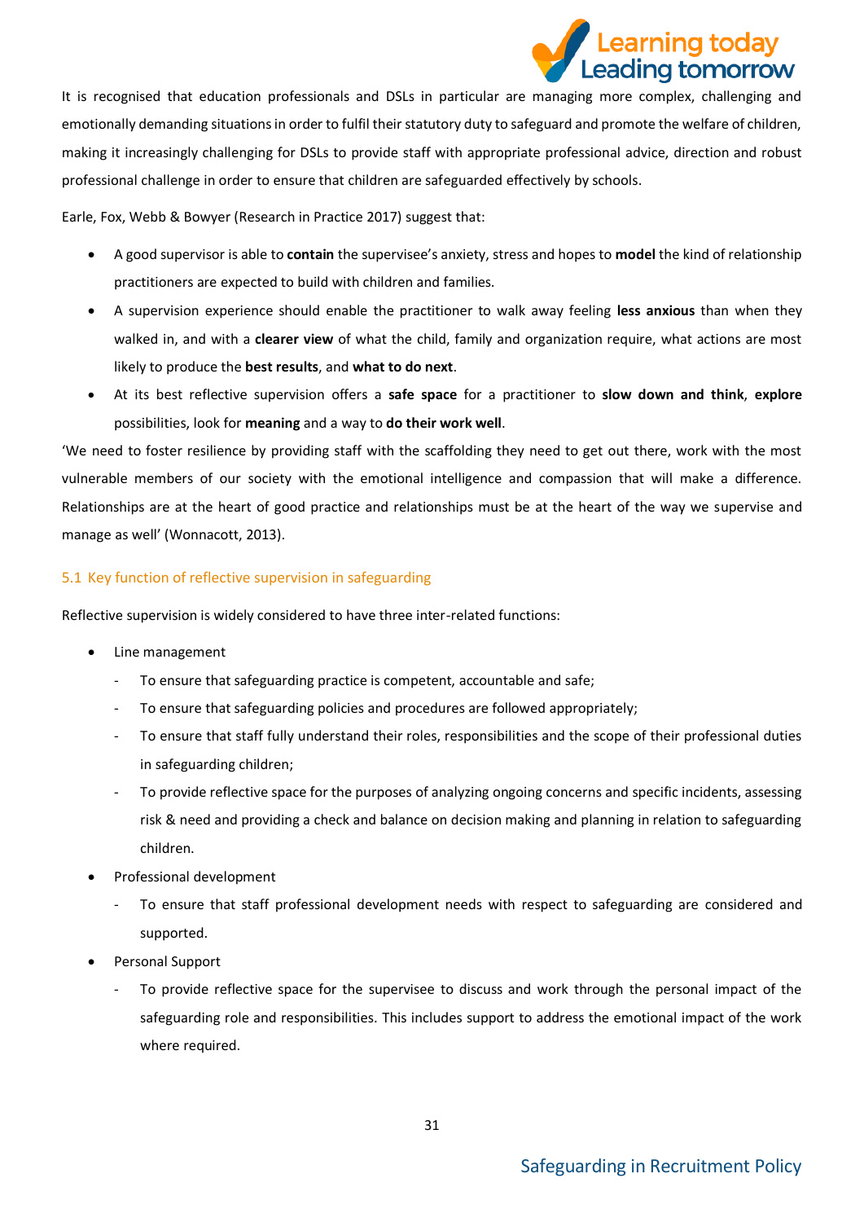It is recognised that education professionals and DSLs in particular are managing more complex, challenging and emotionally demanding situations in order to fulfil their statutory duty to safeguard and promote the welfare of children, making it increasingly challenging for DSLs to provide staff with appropriate professional advice, direction and robust professional challenge in order to ensure that children are safeguarded effectively by schools.

Earle, Fox, Webb & Bowyer (Research in Practice 2017) suggest that:

- A good supervisor is able to **contain** the supervisee's anxiety, stress and hopes to **model** the kind of relationship practitioners are expected to build with children and families.
- A supervision experience should enable the practitioner to walk away feeling **less anxious** than when they walked in, and with a **clearer view** of what the child, family and organization require, what actions are most likely to produce the **best results**, and **what to do next**.
- At its best reflective supervision offers a **safe space** for a practitioner to **slow down and think**, **explore** possibilities, look for **meaning** and a way to **do their work well**.

'We need to foster resilience by providing staff with the scaffolding they need to get out there, work with the most vulnerable members of our society with the emotional intelligence and compassion that will make a difference. Relationships are at the heart of good practice and relationships must be at the heart of the way we supervise and manage as well' (Wonnacott, 2013).

### 5.1 Key function of reflective supervision in safeguarding

Reflective supervision is widely considered to have three inter-related functions:

- Line management
  - To ensure that safeguarding practice is competent, accountable and safe;
  - To ensure that safeguarding policies and procedures are followed appropriately;
  - To ensure that staff fully understand their roles, responsibilities and the scope of their professional duties in safeguarding children;
  - To provide reflective space for the purposes of analyzing ongoing concerns and specific incidents, assessing risk & need and providing a check and balance on decision making and planning in relation to safeguarding children.
- Professional development
  - To ensure that staff professional development needs with respect to safeguarding are considered and supported.
- Personal Support
  - To provide reflective space for the supervisee to discuss and work through the personal impact of the safeguarding role and responsibilities. This includes support to address the emotional impact of the work where required.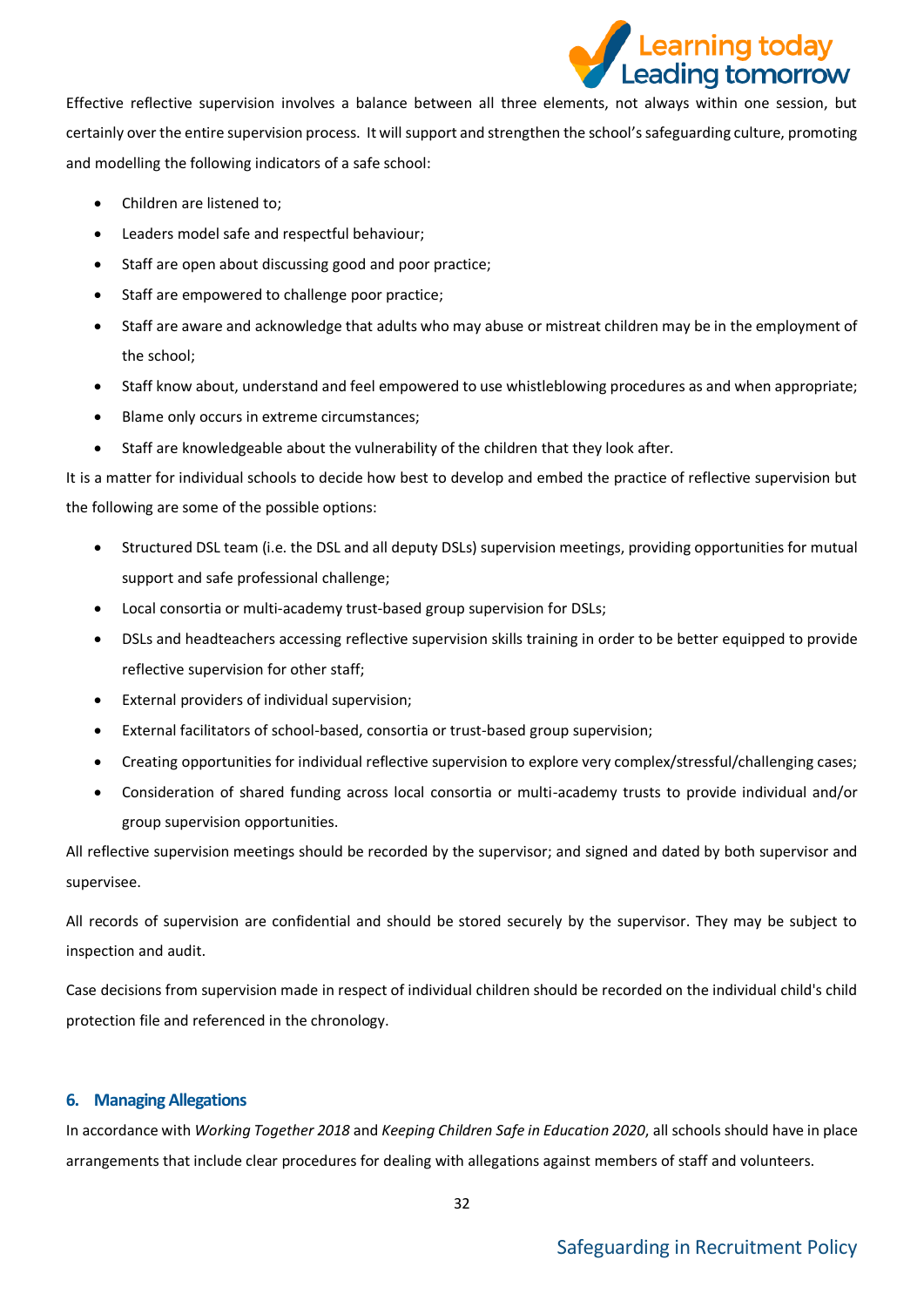Effective reflective supervision involves a balance between all three elements, not always within one session, but certainly over the entire supervision process. It will support and strengthen the school's safeguarding culture, promoting and modelling the following indicators of a safe school:

- Children are listened to;
- Leaders model safe and respectful behaviour;
- Staff are open about discussing good and poor practice;
- Staff are empowered to challenge poor practice;
- Staff are aware and acknowledge that adults who may abuse or mistreat children may be in the employment of the school;
- Staff know about, understand and feel empowered to use whistleblowing procedures as and when appropriate;
- Blame only occurs in extreme circumstances;
- Staff are knowledgeable about the vulnerability of the children that they look after.

It is a matter for individual schools to decide how best to develop and embed the practice of reflective supervision but the following are some of the possible options:

- Structured DSL team (i.e. the DSL and all deputy DSLs) supervision meetings, providing opportunities for mutual support and safe professional challenge;
- Local consortia or multi-academy trust-based group supervision for DSLs;
- DSLs and headteachers accessing reflective supervision skills training in order to be better equipped to provide reflective supervision for other staff;
- External providers of individual supervision;
- External facilitators of school-based, consortia or trust-based group supervision;
- Creating opportunities for individual reflective supervision to explore very complex/stressful/challenging cases;
- Consideration of shared funding across local consortia or multi-academy trusts to provide individual and/or group supervision opportunities.

All reflective supervision meetings should be recorded by the supervisor; and signed and dated by both supervisor and supervisee.

All records of supervision are confidential and should be stored securely by the supervisor. They may be subject to inspection and audit.

Case decisions from supervision made in respect of individual children should be recorded on the individual child's child protection file and referenced in the chronology.

## 6. Managing Allegations

In accordance with *Working Together 2018* and *Keeping Children Safe in Education 2020*, all schools should have in place arrangements that include clear procedures for dealing with allegations against members of staff and volunteers.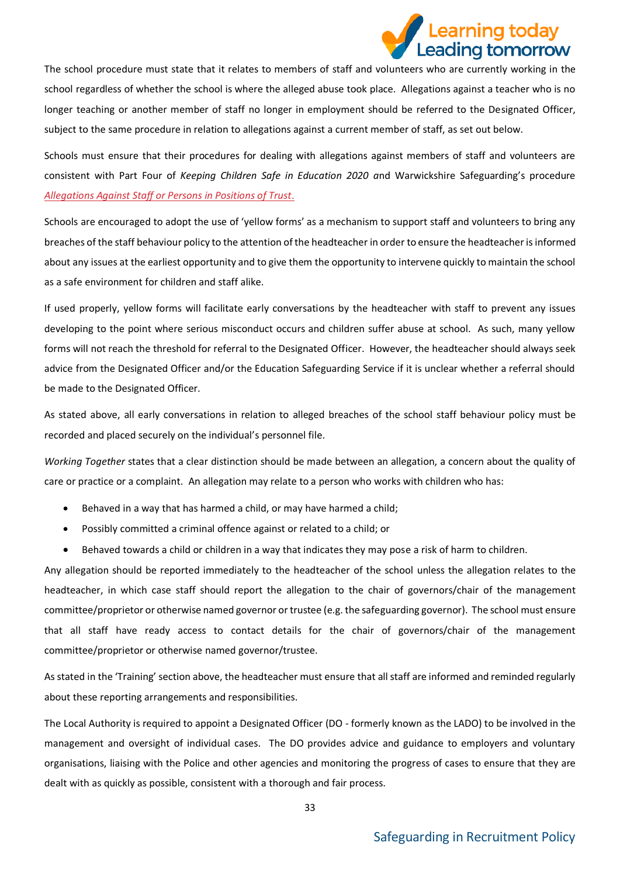The school procedure must state that it relates to members of staff and volunteers who are currently working in the school regardless of whether the school is where the alleged abuse took place. Allegations against a teacher who is no longer teaching or another member of staff no longer in employment should be referred to the Designated Officer, subject to the same procedure in relation to allegations against a current member of staff, as set out below.

Schools must ensure that their procedures for dealing with allegations against members of staff and volunteers are consistent with Part Four of *Keeping Children Safe in Education 2020* and Warwickshire Safeguarding's procedure *Allegations Against Staff or Persons in Positions of Trust*.

Schools are encouraged to adopt the use of 'yellow forms' as a mechanism to support staff and volunteers to bring any breaches of the staff behaviour policy to the attention of the headteacher in order to ensure the headteacher is informed about any issues at the earliest opportunity and to give them the opportunity to intervene quickly to maintain the school as a safe environment for children and staff alike.

If used properly, yellow forms will facilitate early conversations by the headteacher with staff to prevent any issues developing to the point where serious misconduct occurs and children suffer abuse at school. As such, many yellow forms will not reach the threshold for referral to the Designated Officer. However, the headteacher should always seek advice from the Designated Officer and/or the Education Safeguarding Service if it is unclear whether a referral should be made to the Designated Officer.

As stated above, all early conversations in relation to alleged breaches of the school staff behaviour policy must be recorded and placed securely on the individual's personnel file.

*Working Together* states that a clear distinction should be made between an allegation, a concern about the quality of care or practice or a complaint. An allegation may relate to a person who works with children who has:

- Behaved in a way that has harmed a child, or may have harmed a child;
- Possibly committed a criminal offence against or related to a child; or
- Behaved towards a child or children in a way that indicates they may pose a risk of harm to children.

Any allegation should be reported immediately to the headteacher of the school unless the allegation relates to the headteacher, in which case staff should report the allegation to the chair of governors/chair of the management committee/proprietor or otherwise named governor or trustee (e.g. the safeguarding governor). The school must ensure that all staff have ready access to contact details for the chair of governors/chair of the management committee/proprietor or otherwise named governor/trustee.

As stated in the 'Training' section above, the headteacher must ensure that all staff are informed and reminded regularly about these reporting arrangements and responsibilities.

The Local Authority is required to appoint a Designated Officer (DO - formerly known as the LADO) to be involved in the management and oversight of individual cases. The DO provides advice and guidance to employers and voluntary organisations, liaising with the Police and other agencies and monitoring the progress of cases to ensure that they are dealt with as quickly as possible, consistent with a thorough and fair process.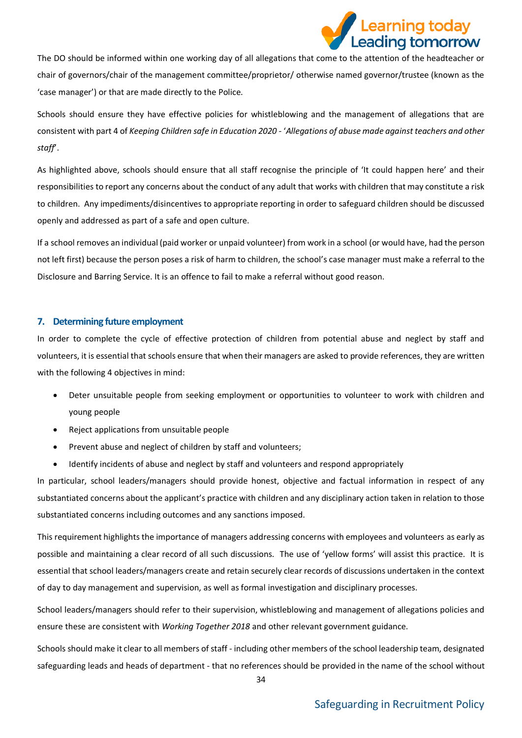The DO should be informed within one working day of all allegations that come to the attention of the headteacher or chair of governors/chair of the management committee/proprietor/ otherwise named governor/trustee (known as the 'case manager') or that are made directly to the Police.

Schools should ensure they have effective policies for whistleblowing and the management of allegations that are consistent with part 4 of *Keeping Children safe in Education 2020* - '*Allegations of abuse made against teachers and other staff*'.

As highlighted above, schools should ensure that all staff recognise the principle of 'It could happen here' and their responsibilities to report any concerns about the conduct of any adult that works with children that may constitute a risk to children. Any impediments/disincentives to appropriate reporting in order to safeguard children should be discussed openly and addressed as part of a safe and open culture.

If a school removes an individual (paid worker or unpaid volunteer) from work in a school (or would have, had the person not left first) because the person poses a risk of harm to children, the school's case manager must make a referral to the Disclosure and Barring Service. It is an offence to fail to make a referral without good reason.

## 7. Determining future employment

In order to complete the cycle of effective protection of children from potential abuse and neglect by staff and volunteers, it is essential that schools ensure that when their managers are asked to provide references, they are written with the following 4 objectives in mind:

- Deter unsuitable people from seeking employment or opportunities to volunteer to work with children and young people
- Reject applications from unsuitable people
- Prevent abuse and neglect of children by staff and volunteers;
- Identify incidents of abuse and neglect by staff and volunteers and respond appropriately

In particular, school leaders/managers should provide honest, objective and factual information in respect of any substantiated concerns about the applicant's practice with children and any disciplinary action taken in relation to those substantiated concerns including outcomes and any sanctions imposed.

This requirement highlights the importance of managers addressing concerns with employees and volunteers as early as possible and maintaining a clear record of all such discussions. The use of 'yellow forms' will assist this practice. It is essential that school leaders/managers create and retain securely clear records of discussions undertaken in the context of day to day management and supervision, as well as formal investigation and disciplinary processes.

School leaders/managers should refer to their supervision, whistleblowing and management of allegations policies and ensure these are consistent with *Working Together 2018* and other relevant government guidance.

Schools should make it clear to all members of staff - including other members of the school leadership team, designated safeguarding leads and heads of department - that no references should be provided in the name of the school without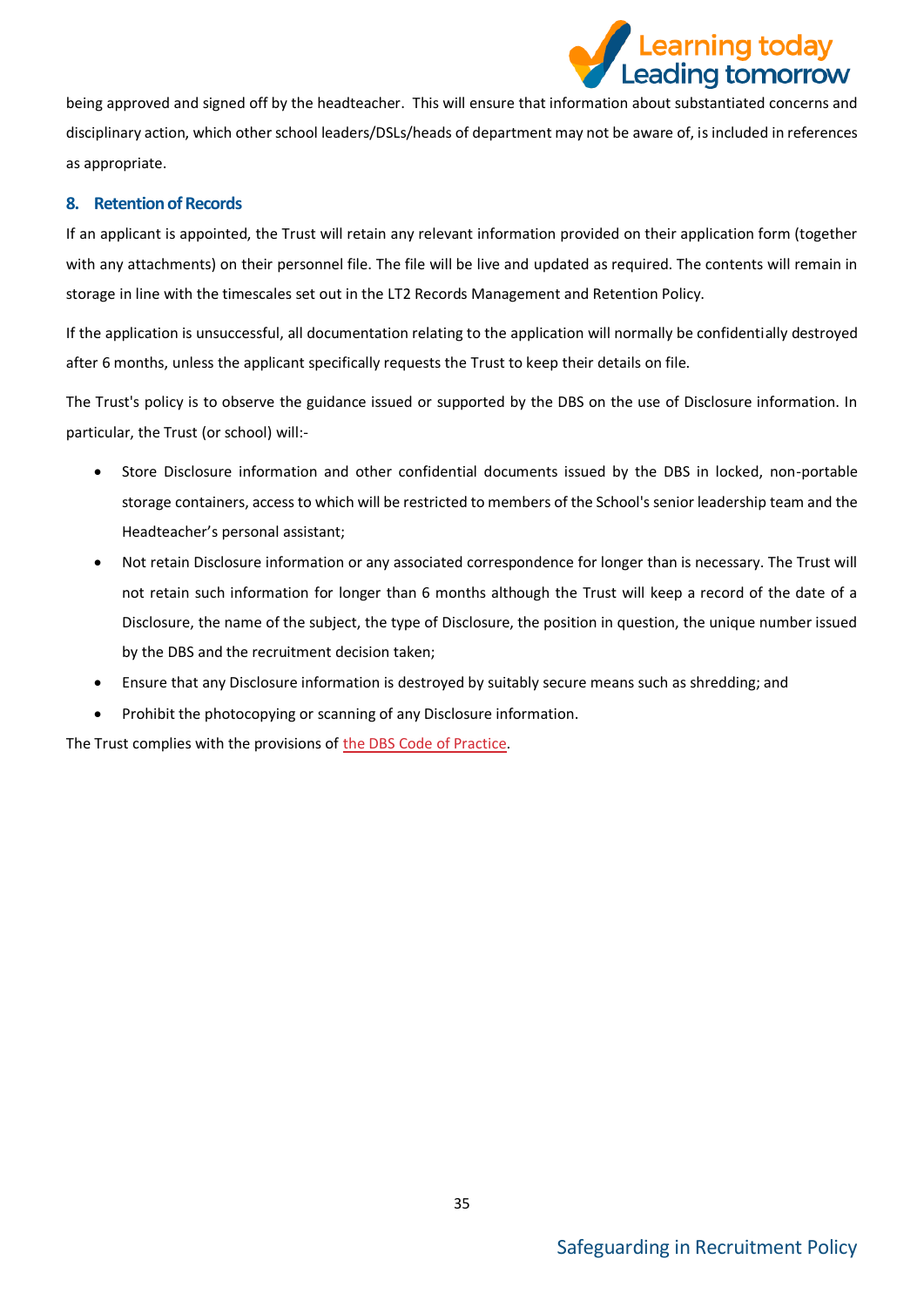being approved and signed off by the headteacher. This will ensure that information about substantiated concerns and disciplinary action, which other school leaders/DSLs/heads of department may not be aware of, is included in references as appropriate.

## 8. Retention of Records

If an applicant is appointed, the Trust will retain any relevant information provided on their application form (together with any attachments) on their personnel file. The file will be live and updated as required. The contents will remain in storage in line with the timescales set out in the LT2 Records Management and Retention Policy.

If the application is unsuccessful, all documentation relating to the application will normally be confidentially destroyed after 6 months, unless the applicant specifically requests the Trust to keep their details on file.

The Trust's policy is to observe the guidance issued or supported by the DBS on the use of Disclosure information. In particular, the Trust (or school) will:-

- Store Disclosure information and other confidential documents issued by the DBS in locked, non-portable storage containers, access to which will be restricted to members of the School's senior leadership team and the Headteacher's personal assistant;
- Not retain Disclosure information or any associated correspondence for longer than is necessary. The Trust will not retain such information for longer than 6 months although the Trust will keep a record of the date of a Disclosure, the name of the subject, the type of Disclosure, the position in question, the unique number issued by the DBS and the recruitment decision taken;
- Ensure that any Disclosure information is destroyed by suitably secure means such as shredding; and
- Prohibit the photocopying or scanning of any Disclosure information.

The Trust complies with the provisions of the DBS Code of Practice.